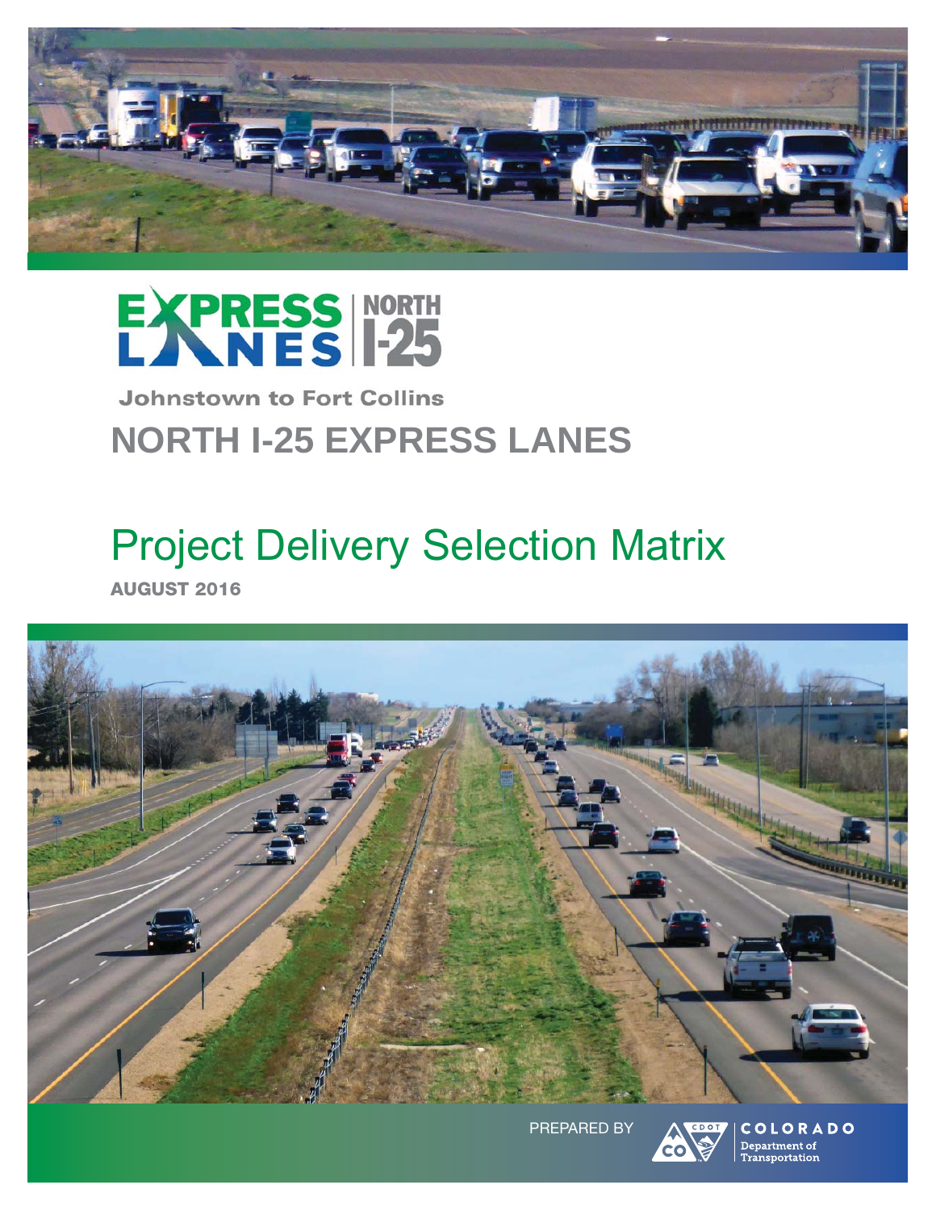EXPRESS LANES | NORTH I-25

Johnstown to Fort Collins

# NORTH I-25 EXPRESS LANES

# Project Delivery Selection Matrix

**AUGUST 2016**

PREPARED BY

COLORADO Department of Transportation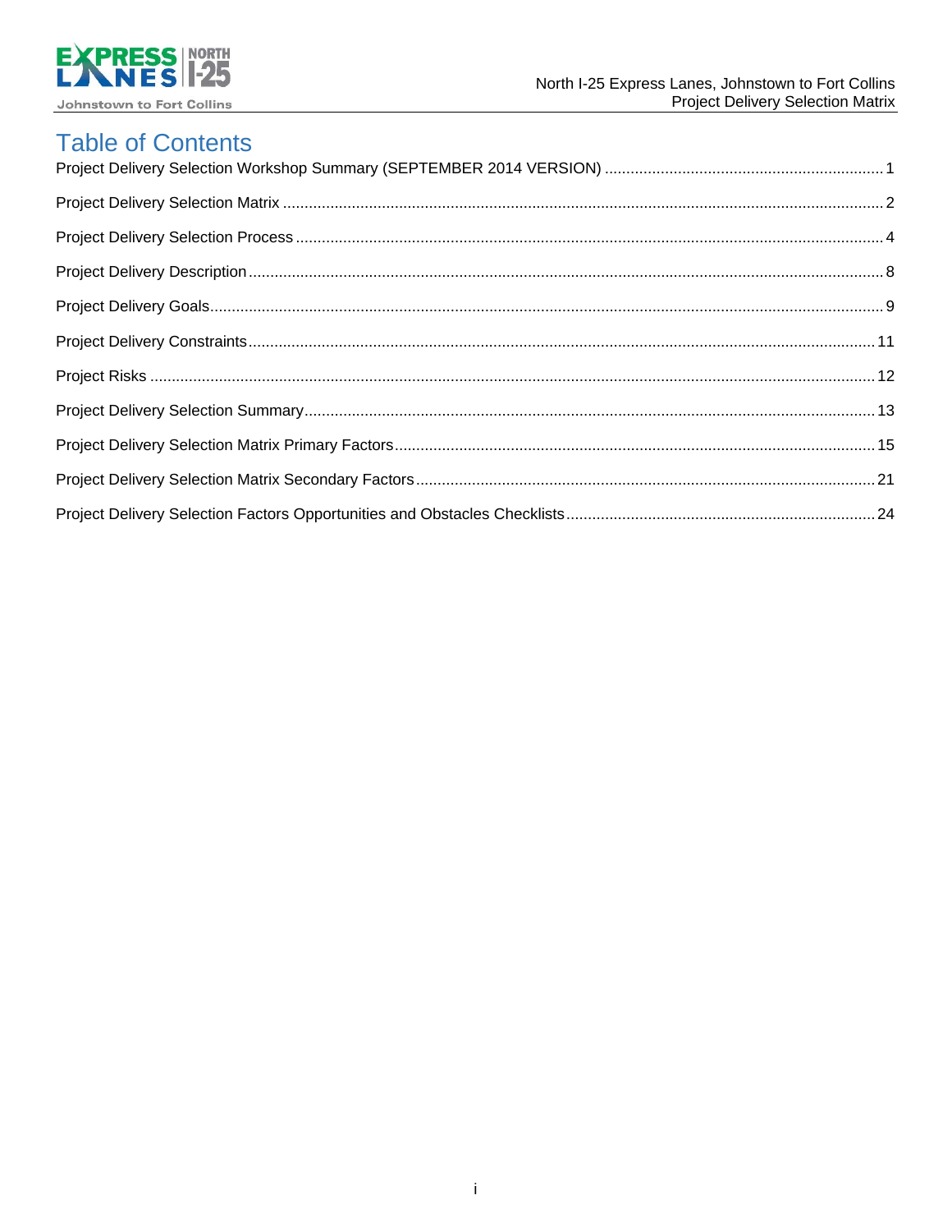# Table of Contents

Project Delivery Selection Workshop Summary (SEPTEMBER 2014 VERSION) ........ 1

Project Delivery Selection Matrix ........ 2

Project Delivery Selection Process ........ 4

Project Delivery Description ........ 8

Project Delivery Goals ........ 9

Project Delivery Constraints ........ 11

Project Risks ........ 12

Project Delivery Selection Summary ........ 13

Project Delivery Selection Matrix Primary Factors ........ 15

Project Delivery Selection Matrix Secondary Factors ........ 21

Project Delivery Selection Factors Opportunities and Obstacles Checklists ........ 24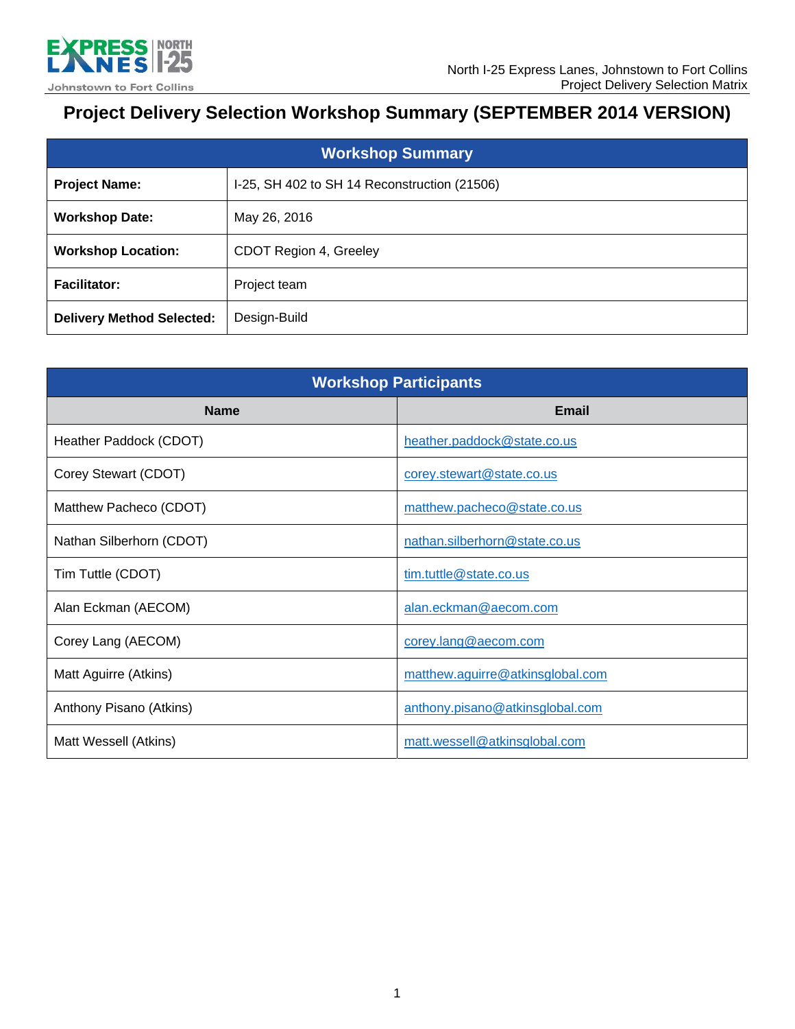# Project Delivery Selection Workshop Summary (SEPTEMBER 2014 VERSION)

| Workshop Summary | |
|---|---|
| **Project Name:** | I-25, SH 402 to SH 14 Reconstruction (21506) |
| **Workshop Date:** | May 26, 2016 |
| **Workshop Location:** | CDOT Region 4, Greeley |
| **Facilitator:** | Project team |
| **Delivery Method Selected:** | Design-Build |

| Workshop Participants | |
|---|---|
| **Name** | **Email** |
| Heather Paddock (CDOT) | heather.paddock@state.co.us |
| Corey Stewart (CDOT) | corey.stewart@state.co.us |
| Matthew Pacheco (CDOT) | matthew.pacheco@state.co.us |
| Nathan Silberhorn (CDOT) | nathan.silberhorn@state.co.us |
| Tim Tuttle (CDOT) | tim.tuttle@state.co.us |
| Alan Eckman (AECOM) | alan.eckman@aecom.com |
| Corey Lang (AECOM) | corey.lang@aecom.com |
| Matt Aguirre (Atkins) | matthew.aguirre@atkinsglobal.com |
| Anthony Pisano (Atkins) | anthony.pisano@atkinsglobal.com |
| Matt Wessell (Atkins) | matt.wessell@atkinsglobal.com |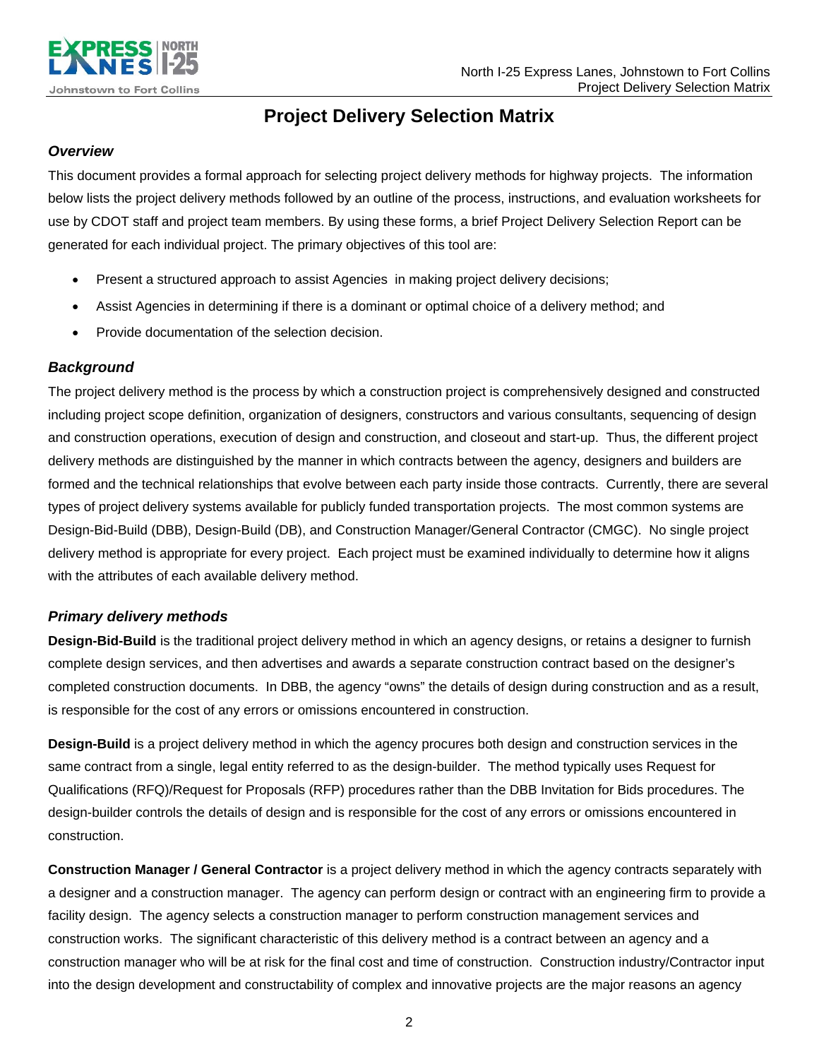# Project Delivery Selection Matrix

### *Overview*

This document provides a formal approach for selecting project delivery methods for highway projects. The information below lists the project delivery methods followed by an outline of the process, instructions, and evaluation worksheets for use by CDOT staff and project team members. By using these forms, a brief Project Delivery Selection Report can be generated for each individual project. The primary objectives of this tool are:

- Present a structured approach to assist Agencies in making project delivery decisions;
- Assist Agencies in determining if there is a dominant or optimal choice of a delivery method; and
- Provide documentation of the selection decision.

### *Background*

The project delivery method is the process by which a construction project is comprehensively designed and constructed including project scope definition, organization of designers, constructors and various consultants, sequencing of design and construction operations, execution of design and construction, and closeout and start-up. Thus, the different project delivery methods are distinguished by the manner in which contracts between the agency, designers and builders are formed and the technical relationships that evolve between each party inside those contracts. Currently, there are several types of project delivery systems available for publicly funded transportation projects. The most common systems are Design-Bid-Build (DBB), Design-Build (DB), and Construction Manager/General Contractor (CMGC). No single project delivery method is appropriate for every project. Each project must be examined individually to determine how it aligns with the attributes of each available delivery method.

### *Primary delivery methods*

**Design-Bid-Build** is the traditional project delivery method in which an agency designs, or retains a designer to furnish complete design services, and then advertises and awards a separate construction contract based on the designer's completed construction documents. In DBB, the agency "owns" the details of design during construction and as a result, is responsible for the cost of any errors or omissions encountered in construction.

**Design-Build** is a project delivery method in which the agency procures both design and construction services in the same contract from a single, legal entity referred to as the design-builder. The method typically uses Request for Qualifications (RFQ)/Request for Proposals (RFP) procedures rather than the DBB Invitation for Bids procedures. The design-builder controls the details of design and is responsible for the cost of any errors or omissions encountered in construction.

**Construction Manager / General Contractor** is a project delivery method in which the agency contracts separately with a designer and a construction manager. The agency can perform design or contract with an engineering firm to provide a facility design. The agency selects a construction manager to perform construction management services and construction works. The significant characteristic of this delivery method is a contract between an agency and a construction manager who will be at risk for the final cost and time of construction. Construction industry/Contractor input into the design development and constructability of complex and innovative projects are the major reasons an agency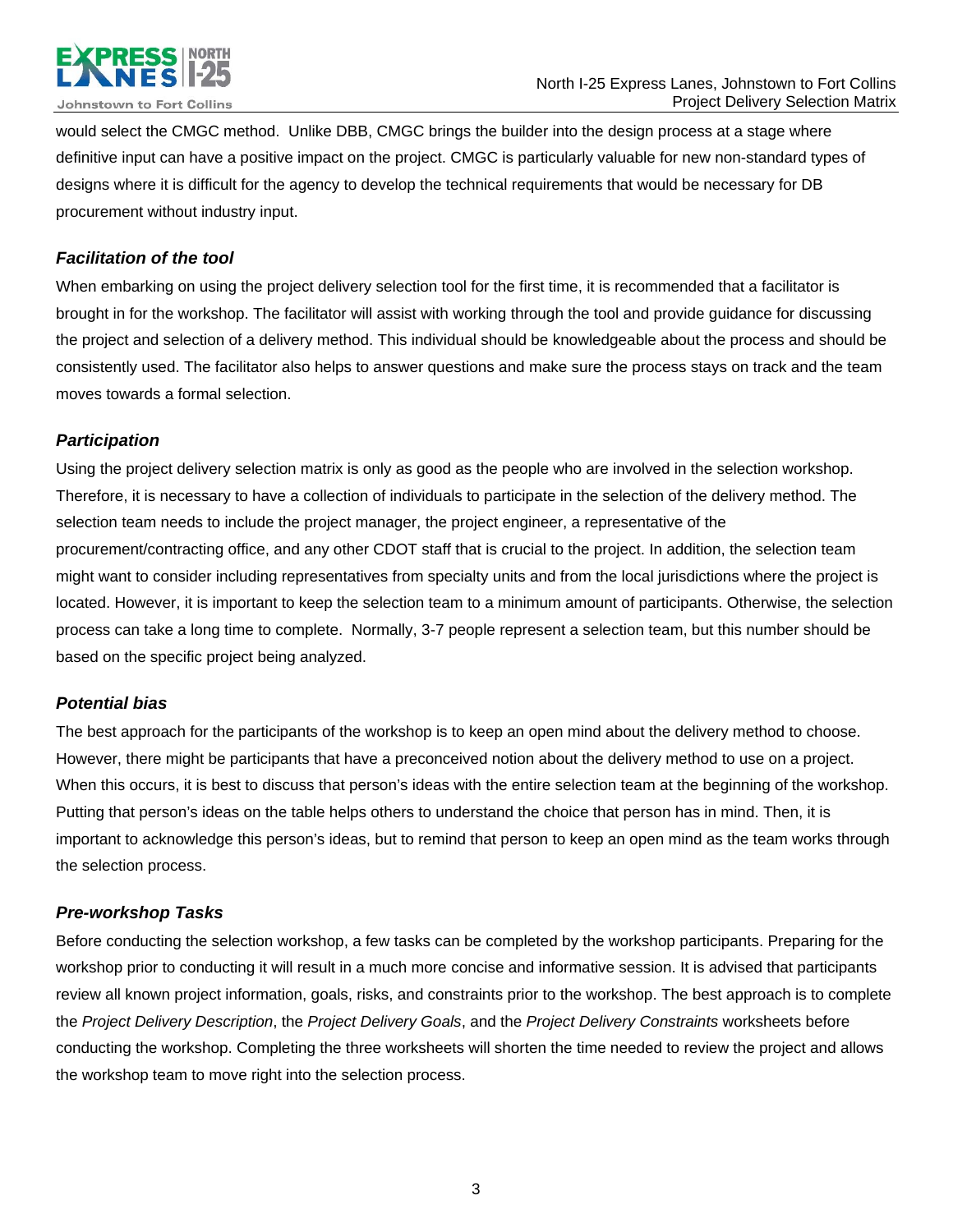would select the CMGC method. Unlike DBB, CMGC brings the builder into the design process at a stage where definitive input can have a positive impact on the project. CMGC is particularly valuable for new non-standard types of designs where it is difficult for the agency to develop the technical requirements that would be necessary for DB procurement without industry input.

### *Facilitation of the tool*

When embarking on using the project delivery selection tool for the first time, it is recommended that a facilitator is brought in for the workshop. The facilitator will assist with working through the tool and provide guidance for discussing the project and selection of a delivery method. This individual should be knowledgeable about the process and should be consistently used. The facilitator also helps to answer questions and make sure the process stays on track and the team moves towards a formal selection.

### *Participation*

Using the project delivery selection matrix is only as good as the people who are involved in the selection workshop. Therefore, it is necessary to have a collection of individuals to participate in the selection of the delivery method. The selection team needs to include the project manager, the project engineer, a representative of the procurement/contracting office, and any other CDOT staff that is crucial to the project. In addition, the selection team might want to consider including representatives from specialty units and from the local jurisdictions where the project is located. However, it is important to keep the selection team to a minimum amount of participants. Otherwise, the selection process can take a long time to complete. Normally, 3-7 people represent a selection team, but this number should be based on the specific project being analyzed.

### *Potential bias*

The best approach for the participants of the workshop is to keep an open mind about the delivery method to choose. However, there might be participants that have a preconceived notion about the delivery method to use on a project. When this occurs, it is best to discuss that person's ideas with the entire selection team at the beginning of the workshop. Putting that person's ideas on the table helps others to understand the choice that person has in mind. Then, it is important to acknowledge this person's ideas, but to remind that person to keep an open mind as the team works through the selection process.

### *Pre-workshop Tasks*

Before conducting the selection workshop, a few tasks can be completed by the workshop participants. Preparing for the workshop prior to conducting it will result in a much more concise and informative session. It is advised that participants review all known project information, goals, risks, and constraints prior to the workshop. The best approach is to complete the *Project Delivery Description*, the *Project Delivery Goals*, and the *Project Delivery Constraints* worksheets before conducting the workshop. Completing the three worksheets will shorten the time needed to review the project and allows the workshop team to move right into the selection process.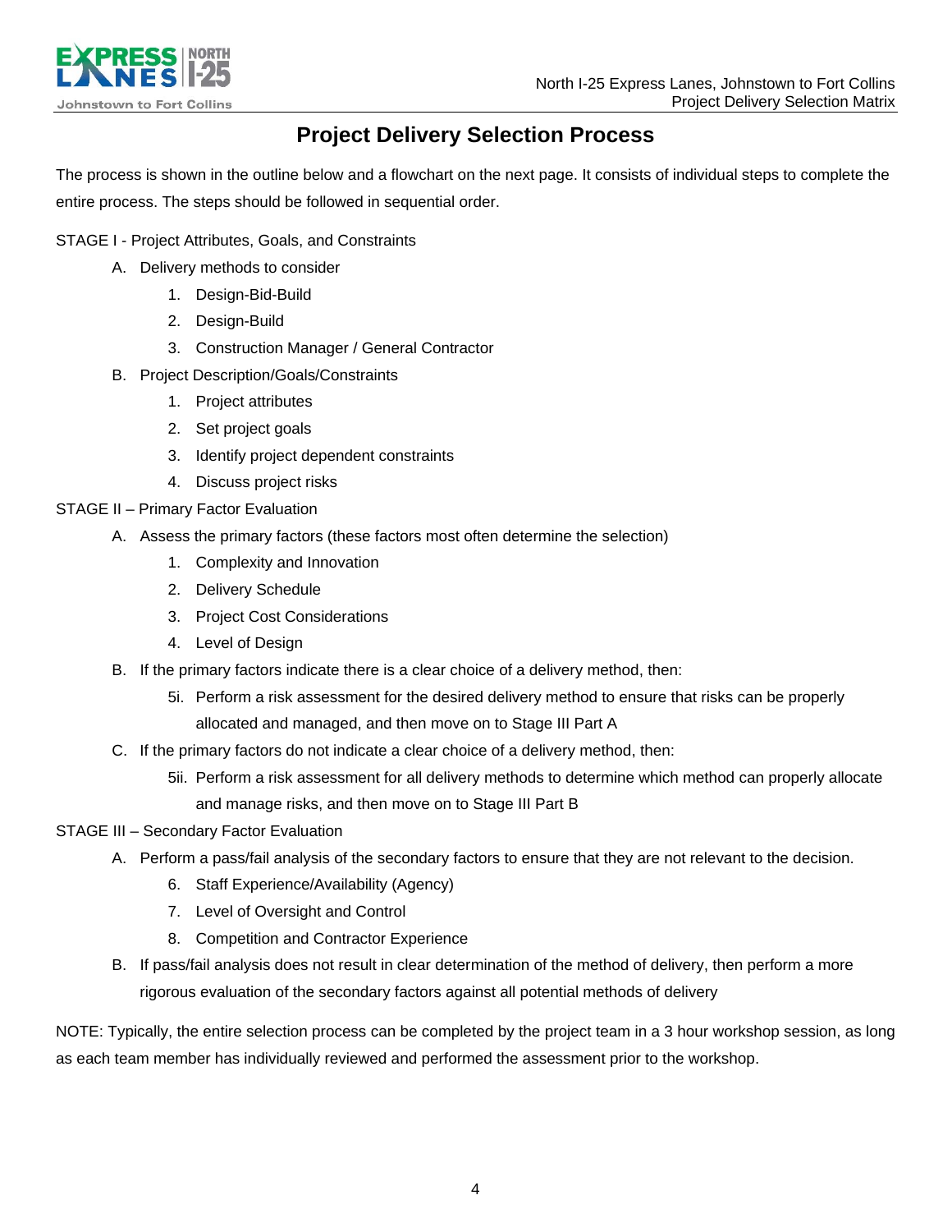# Project Delivery Selection Process

The process is shown in the outline below and a flowchart on the next page. It consists of individual steps to complete the entire process. The steps should be followed in sequential order.

STAGE I - Project Attributes, Goals, and Constraints

- A. Delivery methods to consider
  1. Design-Bid-Build
  2. Design-Build
  3. Construction Manager / General Contractor
- B. Project Description/Goals/Constraints
  1. Project attributes
  2. Set project goals
  3. Identify project dependent constraints
  4. Discuss project risks

STAGE II – Primary Factor Evaluation

- A. Assess the primary factors (these factors most often determine the selection)
  1. Complexity and Innovation
  2. Delivery Schedule
  3. Project Cost Considerations
  4. Level of Design
- B. If the primary factors indicate there is a clear choice of a delivery method, then:
  - 5i. Perform a risk assessment for the desired delivery method to ensure that risks can be properly allocated and managed, and then move on to Stage III Part A
- C. If the primary factors do not indicate a clear choice of a delivery method, then:
  - 5ii. Perform a risk assessment for all delivery methods to determine which method can properly allocate and manage risks, and then move on to Stage III Part B

STAGE III – Secondary Factor Evaluation

- A. Perform a pass/fail analysis of the secondary factors to ensure that they are not relevant to the decision.
  6. Staff Experience/Availability (Agency)
  7. Level of Oversight and Control
  8. Competition and Contractor Experience
- B. If pass/fail analysis does not result in clear determination of the method of delivery, then perform a more rigorous evaluation of the secondary factors against all potential methods of delivery

NOTE: Typically, the entire selection process can be completed by the project team in a 3 hour workshop session, as long as each team member has individually reviewed and performed the assessment prior to the workshop.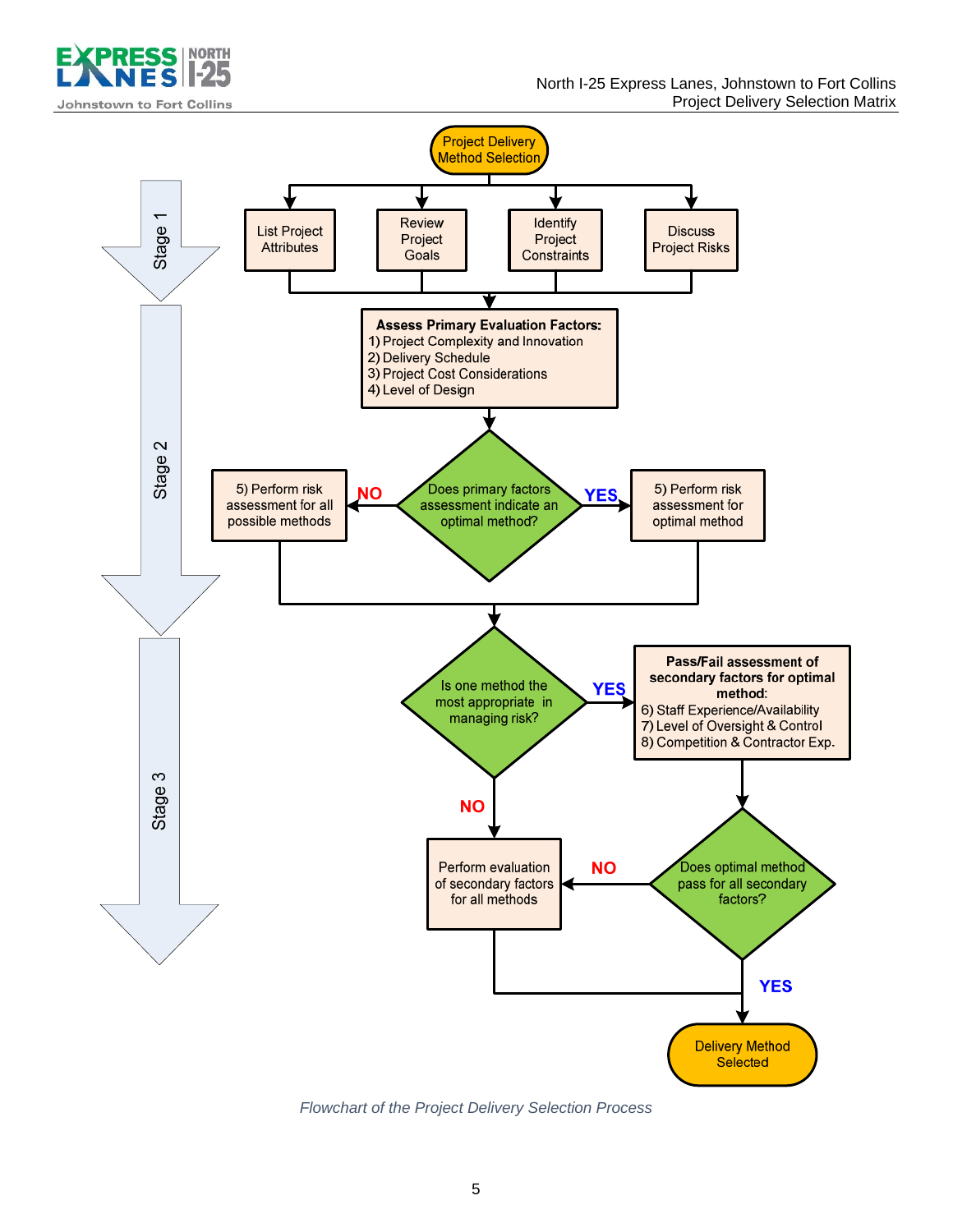**Stage 1**

Project Delivery Method Selection

- List Project Attributes
- Review Project Goals
- Identify Project Constraints
- Discuss Project Risks

**Stage 2**

**Assess Primary Evaluation Factors:**
1) Project Complexity and Innovation
2) Delivery Schedule
3) Project Cost Considerations
4) Level of Design

Does primary factors assessment indicate an optimal method?

- NO → 5) Perform risk assessment for all possible methods
- YES → 5) Perform risk assessment for optimal method

**Stage 3**

Is one method the most appropriate in managing risk?

- YES → **Pass/Fail assessment of secondary factors for optimal method:**
  6) Staff Experience/Availability
  7) Level of Oversight & Control
  8) Competition & Contractor Exp.
- NO → Perform evaluation of secondary factors for all methods

Does optimal method pass for all secondary factors?

- NO → Perform evaluation of secondary factors for all methods
- YES → Delivery Method Selected

*Flowchart of the Project Delivery Selection Process*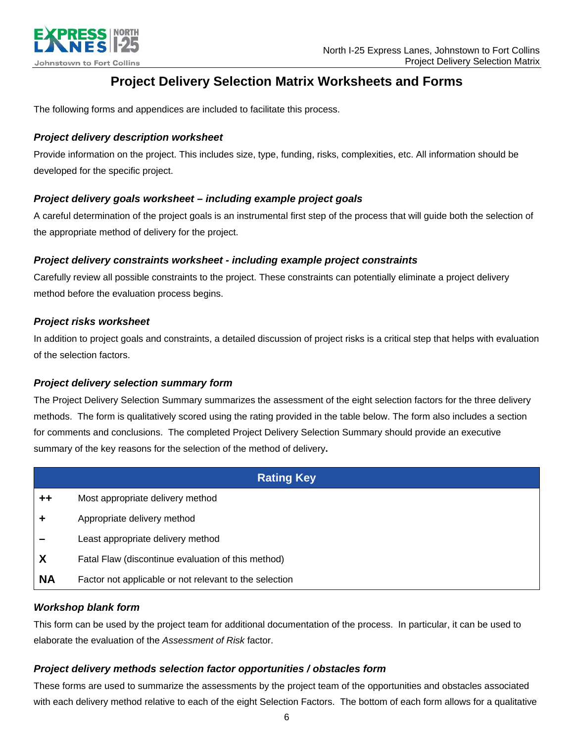# Project Delivery Selection Matrix Worksheets and Forms

The following forms and appendices are included to facilitate this process.

### *Project delivery description worksheet*

Provide information on the project. This includes size, type, funding, risks, complexities, etc. All information should be developed for the specific project.

### *Project delivery goals worksheet – including example project goals*

A careful determination of the project goals is an instrumental first step of the process that will guide both the selection of the appropriate method of delivery for the project.

### *Project delivery constraints worksheet - including example project constraints*

Carefully review all possible constraints to the project. These constraints can potentially eliminate a project delivery method before the evaluation process begins.

### *Project risks worksheet*

In addition to project goals and constraints, a detailed discussion of project risks is a critical step that helps with evaluation of the selection factors.

### *Project delivery selection summary form*

The Project Delivery Selection Summary summarizes the assessment of the eight selection factors for the three delivery methods. The form is qualitatively scored using the rating provided in the table below. The form also includes a section for comments and conclusions. The completed Project Delivery Selection Summary should provide an executive summary of the key reasons for the selection of the method of delivery**.**

| Rating Key | |
|---|---|
| **++** | Most appropriate delivery method |
| **+** | Appropriate delivery method |
| **–** | Least appropriate delivery method |
| **X** | Fatal Flaw (discontinue evaluation of this method) |
| **NA** | Factor not applicable or not relevant to the selection |

### *Workshop blank form*

This form can be used by the project team for additional documentation of the process. In particular, it can be used to elaborate the evaluation of the *Assessment of Risk* factor.

### *Project delivery methods selection factor opportunities / obstacles form*

These forms are used to summarize the assessments by the project team of the opportunities and obstacles associated with each delivery method relative to each of the eight Selection Factors. The bottom of each form allows for a qualitative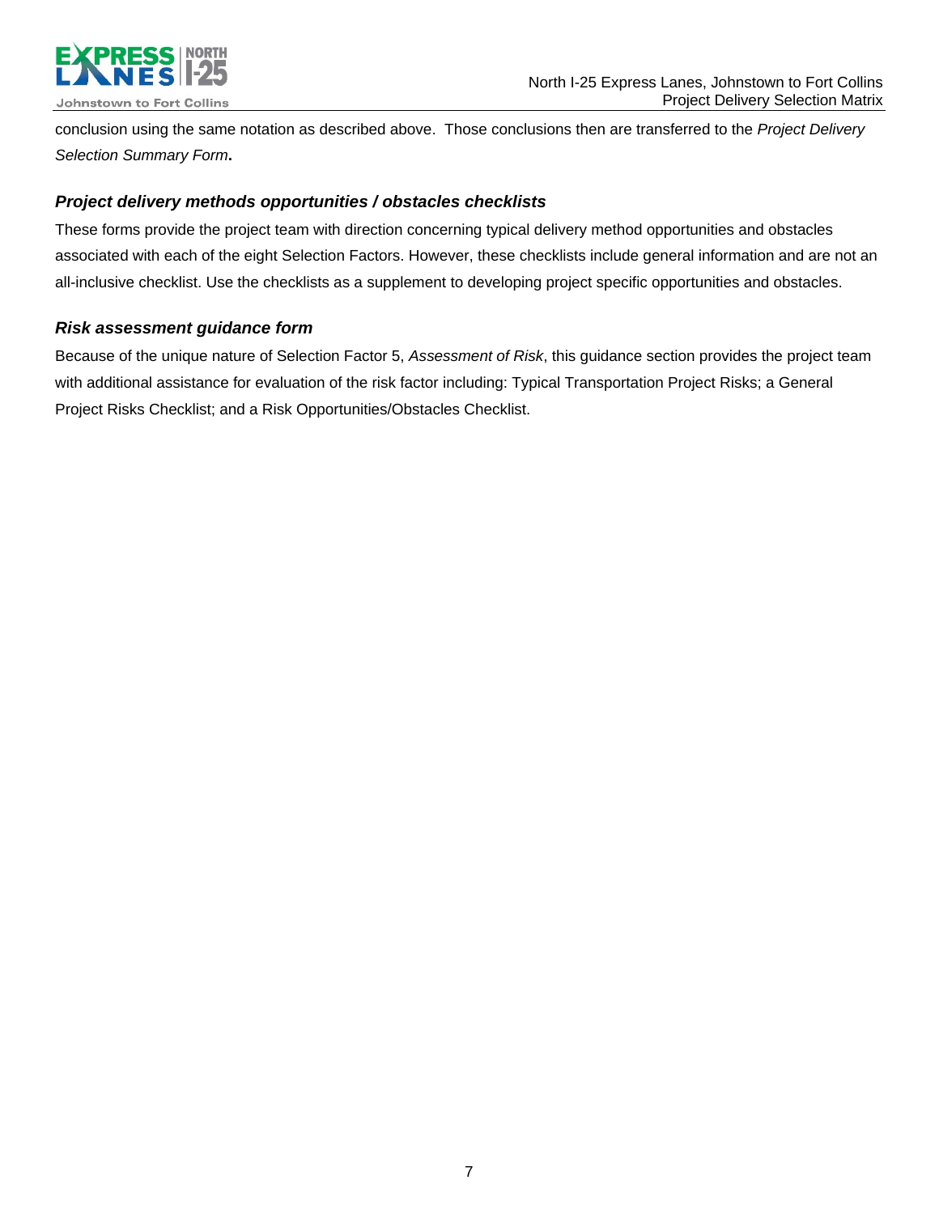conclusion using the same notation as described above. Those conclusions then are transferred to the *Project Delivery Selection Summary Form*.

### *Project delivery methods opportunities / obstacles checklists*

These forms provide the project team with direction concerning typical delivery method opportunities and obstacles associated with each of the eight Selection Factors. However, these checklists include general information and are not an all-inclusive checklist. Use the checklists as a supplement to developing project specific opportunities and obstacles.

### *Risk assessment guidance form*

Because of the unique nature of Selection Factor 5, *Assessment of Risk*, this guidance section provides the project team with additional assistance for evaluation of the risk factor including: Typical Transportation Project Risks; a General Project Risks Checklist; and a Risk Opportunities/Obstacles Checklist.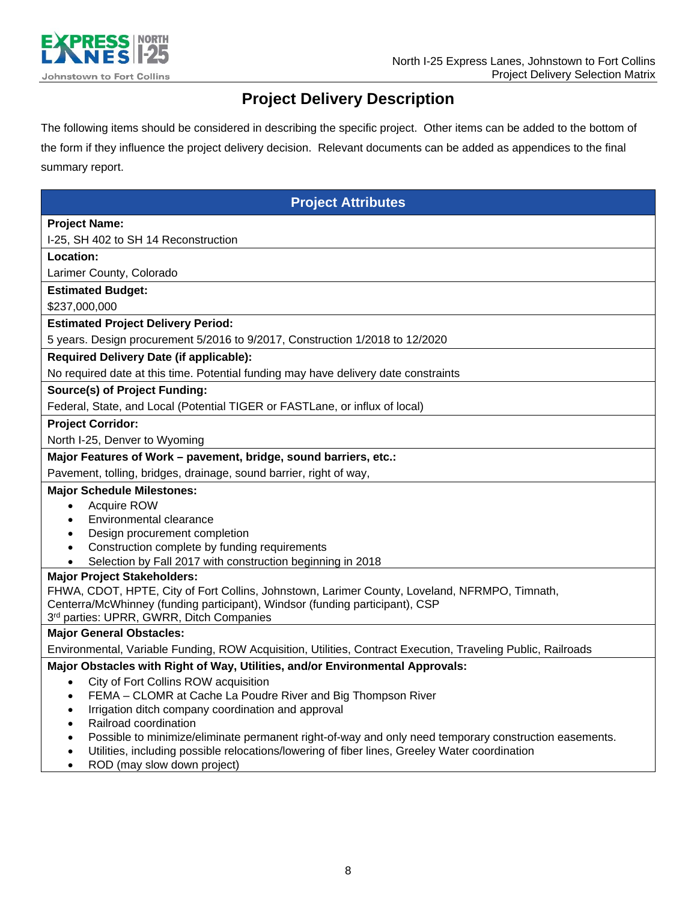# Project Delivery Description

The following items should be considered in describing the specific project. Other items can be added to the bottom of the form if they influence the project delivery decision. Relevant documents can be added as appendices to the final summary report.

## Project Attributes

**Project Name:**

I-25, SH 402 to SH 14 Reconstruction

**Location:**

Larimer County, Colorado

**Estimated Budget:**

$237,000,000

**Estimated Project Delivery Period:**

5 years. Design procurement 5/2016 to 9/2017, Construction 1/2018 to 12/2020

**Required Delivery Date (if applicable):**

No required date at this time. Potential funding may have delivery date constraints

**Source(s) of Project Funding:**

Federal, State, and Local (Potential TIGER or FASTLane, or influx of local)

**Project Corridor:**

North I-25, Denver to Wyoming

**Major Features of Work – pavement, bridge, sound barriers, etc.:**

Pavement, tolling, bridges, drainage, sound barrier, right of way,

**Major Schedule Milestones:**

- Acquire ROW
- Environmental clearance
- Design procurement completion
- Construction complete by funding requirements
- Selection by Fall 2017 with construction beginning in 2018

**Major Project Stakeholders:**

FHWA, CDOT, HPTE, City of Fort Collins, Johnstown, Larimer County, Loveland, NFRMPO, Timnath, Centerra/McWhinney (funding participant), Windsor (funding participant), CSP
3rd parties: UPRR, GWRR, Ditch Companies

**Major General Obstacles:**

Environmental, Variable Funding, ROW Acquisition, Utilities, Contract Execution, Traveling Public, Railroads

**Major Obstacles with Right of Way, Utilities, and/or Environmental Approvals:**

- City of Fort Collins ROW acquisition
- FEMA – CLOMR at Cache La Poudre River and Big Thompson River
- Irrigation ditch company coordination and approval
- Railroad coordination
- Possible to minimize/eliminate permanent right-of-way and only need temporary construction easements.
- Utilities, including possible relocations/lowering of fiber lines, Greeley Water coordination
- ROD (may slow down project)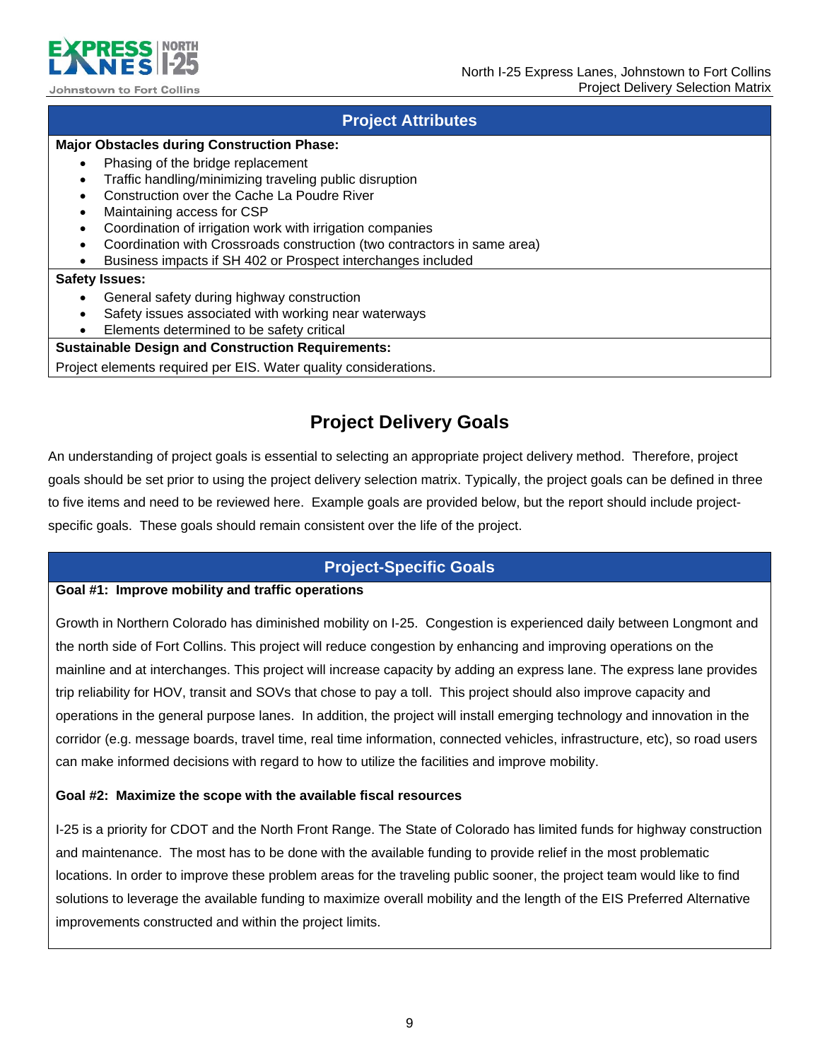## Project Attributes

**Major Obstacles during Construction Phase:**

- Phasing of the bridge replacement
- Traffic handling/minimizing traveling public disruption
- Construction over the Cache La Poudre River
- Maintaining access for CSP
- Coordination of irrigation work with irrigation companies
- Coordination with Crossroads construction (two contractors in same area)
- Business impacts if SH 402 or Prospect interchanges included

**Safety Issues:**

- General safety during highway construction
- Safety issues associated with working near waterways
- Elements determined to be safety critical

**Sustainable Design and Construction Requirements:**

Project elements required per EIS. Water quality considerations.

# Project Delivery Goals

An understanding of project goals is essential to selecting an appropriate project delivery method. Therefore, project goals should be set prior to using the project delivery selection matrix. Typically, the project goals can be defined in three to five items and need to be reviewed here. Example goals are provided below, but the report should include project-specific goals. These goals should remain consistent over the life of the project.

## Project-Specific Goals

**Goal #1: Improve mobility and traffic operations**

Growth in Northern Colorado has diminished mobility on I-25. Congestion is experienced daily between Longmont and the north side of Fort Collins. This project will reduce congestion by enhancing and improving operations on the mainline and at interchanges. This project will increase capacity by adding an express lane. The express lane provides trip reliability for HOV, transit and SOVs that chose to pay a toll. This project should also improve capacity and operations in the general purpose lanes. In addition, the project will install emerging technology and innovation in the corridor (e.g. message boards, travel time, real time information, connected vehicles, infrastructure, etc), so road users can make informed decisions with regard to how to utilize the facilities and improve mobility.

**Goal #2: Maximize the scope with the available fiscal resources**

I-25 is a priority for CDOT and the North Front Range. The State of Colorado has limited funds for highway construction and maintenance. The most has to be done with the available funding to provide relief in the most problematic locations. In order to improve these problem areas for the traveling public sooner, the project team would like to find solutions to leverage the available funding to maximize overall mobility and the length of the EIS Preferred Alternative improvements constructed and within the project limits.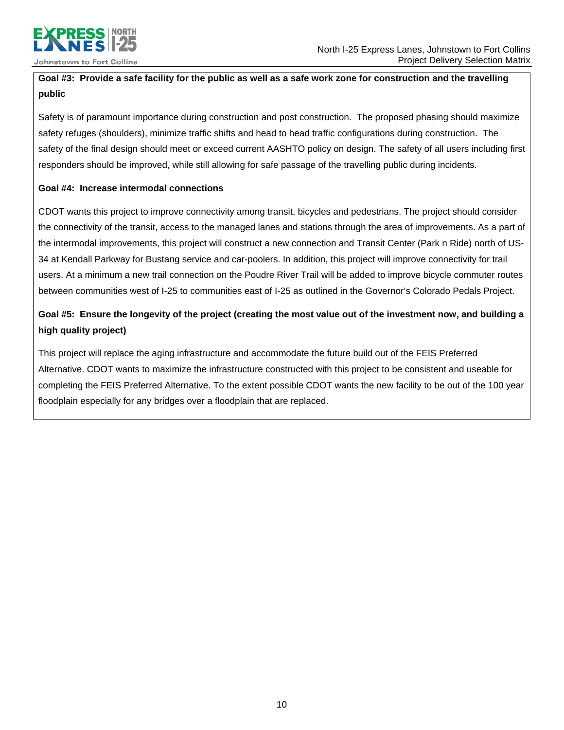**Goal #3: Provide a safe facility for the public as well as a safe work zone for construction and the travelling public**

Safety is of paramount importance during construction and post construction. The proposed phasing should maximize safety refuges (shoulders), minimize traffic shifts and head to head traffic configurations during construction. The safety of the final design should meet or exceed current AASHTO policy on design. The safety of all users including first responders should be improved, while still allowing for safe passage of the travelling public during incidents.

**Goal #4: Increase intermodal connections**

CDOT wants this project to improve connectivity among transit, bicycles and pedestrians. The project should consider the connectivity of the transit, access to the managed lanes and stations through the area of improvements. As a part of the intermodal improvements, this project will construct a new connection and Transit Center (Park n Ride) north of US-34 at Kendall Parkway for Bustang service and car-poolers. In addition, this project will improve connectivity for trail users. At a minimum a new trail connection on the Poudre River Trail will be added to improve bicycle commuter routes between communities west of I-25 to communities east of I-25 as outlined in the Governor's Colorado Pedals Project.

**Goal #5: Ensure the longevity of the project (creating the most value out of the investment now, and building a high quality project)**

This project will replace the aging infrastructure and accommodate the future build out of the FEIS Preferred Alternative. CDOT wants to maximize the infrastructure constructed with this project to be consistent and useable for completing the FEIS Preferred Alternative. To the extent possible CDOT wants the new facility to be out of the 100 year floodplain especially for any bridges over a floodplain that are replaced.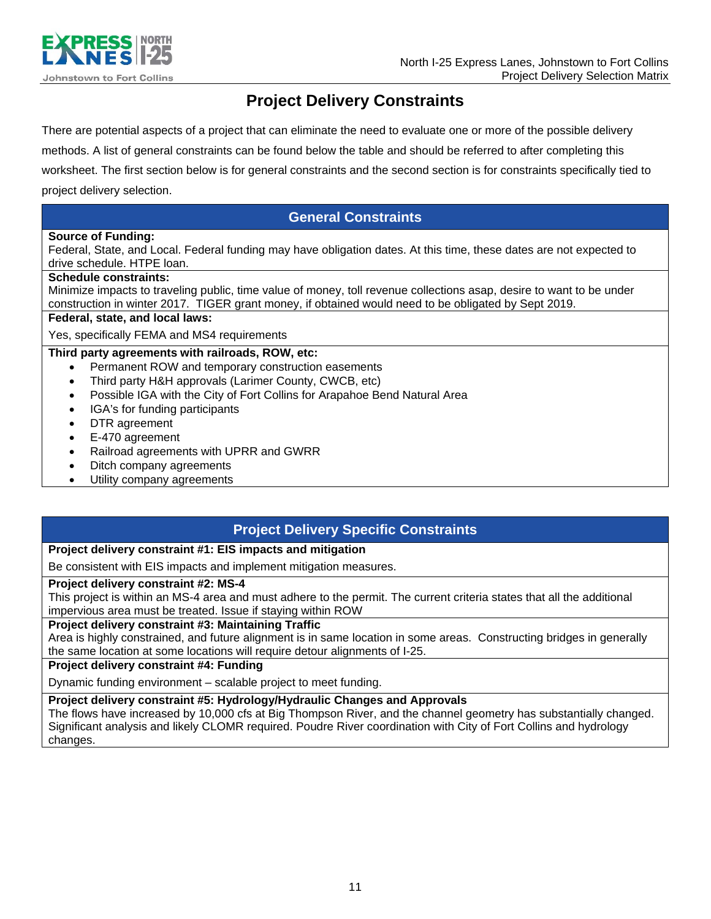# Project Delivery Constraints

There are potential aspects of a project that can eliminate the need to evaluate one or more of the possible delivery methods. A list of general constraints can be found below the table and should be referred to after completing this worksheet. The first section below is for general constraints and the second section is for constraints specifically tied to project delivery selection.

## General Constraints

**Source of Funding:**
Federal, State, and Local. Federal funding may have obligation dates. At this time, these dates are not expected to drive schedule. HTPE loan.

**Schedule constraints:**
Minimize impacts to traveling public, time value of money, toll revenue collections asap, desire to want to be under construction in winter 2017. TIGER grant money, if obtained would need to be obligated by Sept 2019.

**Federal, state, and local laws:**
Yes, specifically FEMA and MS4 requirements

**Third party agreements with railroads, ROW, etc:**

- Permanent ROW and temporary construction easements
- Third party H&H approvals (Larimer County, CWCB, etc)
- Possible IGA with the City of Fort Collins for Arapahoe Bend Natural Area
- IGA's for funding participants
- DTR agreement
- E-470 agreement
- Railroad agreements with UPRR and GWRR
- Ditch company agreements
- Utility company agreements

## Project Delivery Specific Constraints

**Project delivery constraint #1: EIS impacts and mitigation**
Be consistent with EIS impacts and implement mitigation measures.

**Project delivery constraint #2: MS-4**
This project is within an MS-4 area and must adhere to the permit. The current criteria states that all the additional impervious area must be treated. Issue if staying within ROW

**Project delivery constraint #3: Maintaining Traffic**
Area is highly constrained, and future alignment is in same location in some areas. Constructing bridges in generally the same location at some locations will require detour alignments of I-25.

**Project delivery constraint #4: Funding**
Dynamic funding environment – scalable project to meet funding.

**Project delivery constraint #5: Hydrology/Hydraulic Changes and Approvals**
The flows have increased by 10,000 cfs at Big Thompson River, and the channel geometry has substantially changed. Significant analysis and likely CLOMR required. Poudre River coordination with City of Fort Collins and hydrology changes.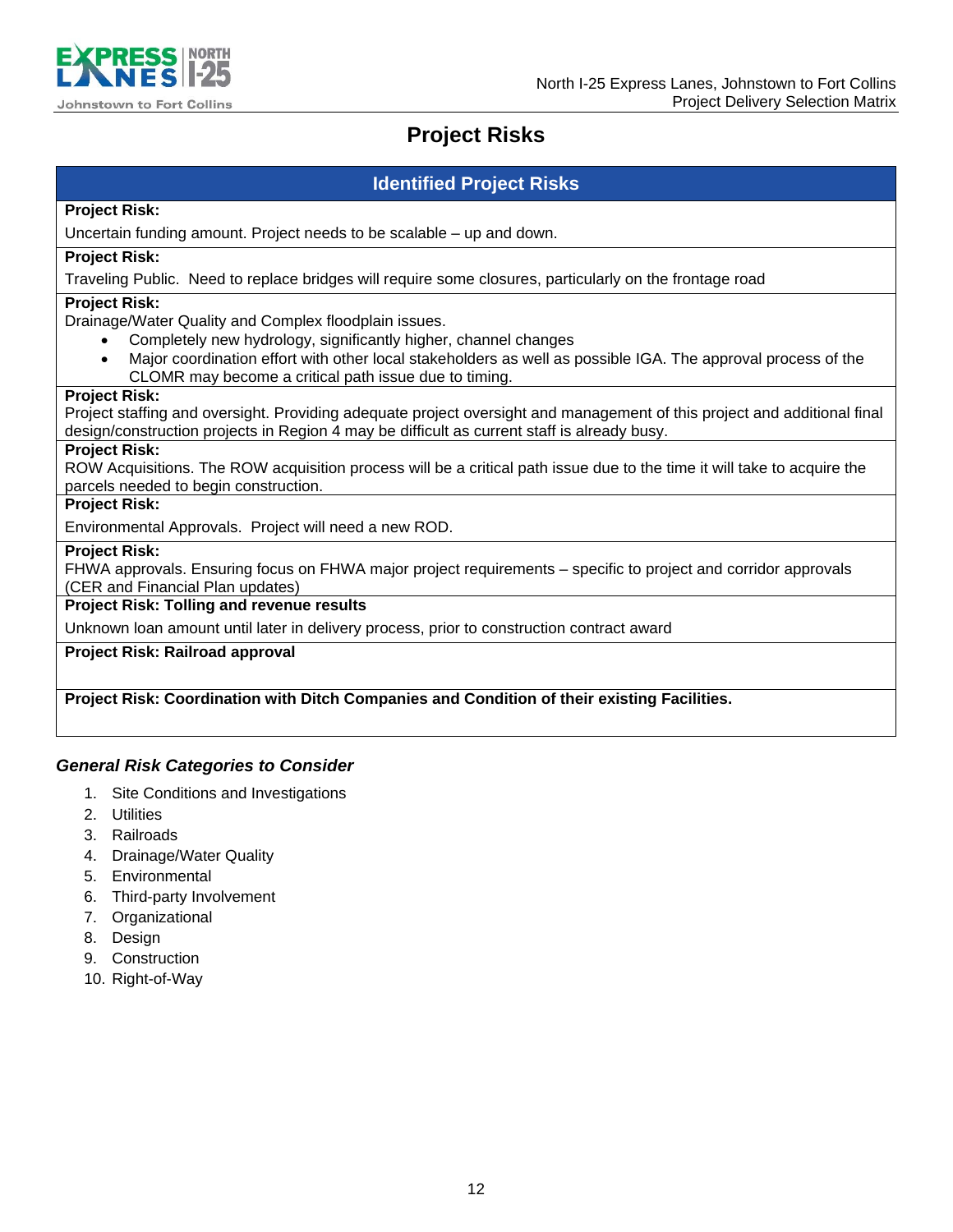# Project Risks

## Identified Project Risks

**Project Risk:**

Uncertain funding amount. Project needs to be scalable – up and down.

**Project Risk:**

Traveling Public. Need to replace bridges will require some closures, particularly on the frontage road

**Project Risk:**

Drainage/Water Quality and Complex floodplain issues.

- Completely new hydrology, significantly higher, channel changes
- Major coordination effort with other local stakeholders as well as possible IGA. The approval process of the CLOMR may become a critical path issue due to timing.

**Project Risk:**

Project staffing and oversight. Providing adequate project oversight and management of this project and additional final design/construction projects in Region 4 may be difficult as current staff is already busy.

**Project Risk:**

ROW Acquisitions. The ROW acquisition process will be a critical path issue due to the time it will take to acquire the parcels needed to begin construction.

**Project Risk:**

Environmental Approvals. Project will need a new ROD.

**Project Risk:**

FHWA approvals. Ensuring focus on FHWA major project requirements – specific to project and corridor approvals (CER and Financial Plan updates)

**Project Risk: Tolling and revenue results**

Unknown loan amount until later in delivery process, prior to construction contract award

**Project Risk: Railroad approval**

**Project Risk: Coordination with Ditch Companies and Condition of their existing Facilities.**

### *General Risk Categories to Consider*

1. Site Conditions and Investigations
2. Utilities
3. Railroads
4. Drainage/Water Quality
5. Environmental
6. Third-party Involvement
7. Organizational
8. Design
9. Construction
10. Right-of-Way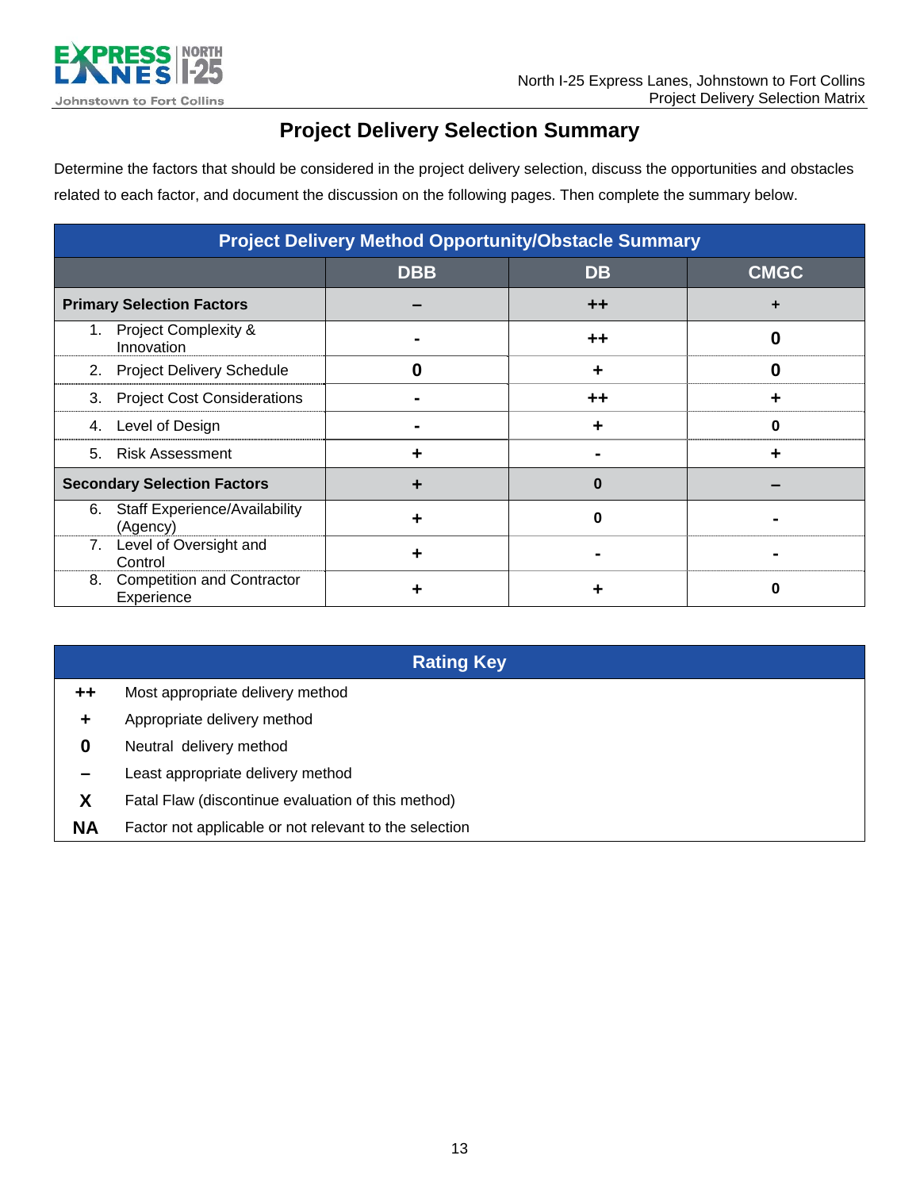# Project Delivery Selection Summary

Determine the factors that should be considered in the project delivery selection, discuss the opportunities and obstacles related to each factor, and document the discussion on the following pages. Then complete the summary below.

| Project Delivery Method Opportunity/Obstacle Summary | | | |
|---|---|---|---|
| | **DBB** | **DB** | **CMGC** |
| **Primary Selection Factors** | **–** | **++** | **+** |
| 1. Project Complexity & Innovation | - | ++ | 0 |
| 2. Project Delivery Schedule | 0 | + | 0 |
| 3. Project Cost Considerations | - | ++ | + |
| 4. Level of Design | - | + | 0 |
| 5. Risk Assessment | + | - | + |
| **Secondary Selection Factors** | **+** | **0** | **–** |
| 6. Staff Experience/Availability (Agency) | + | 0 | - |
| 7. Level of Oversight and Control | + | - | - |
| 8. Competition and Contractor Experience | + | + | 0 |

| Rating Key | |
|---|---|
| **++** | Most appropriate delivery method |
| **+** | Appropriate delivery method |
| **0** | Neutral delivery method |
| **–** | Least appropriate delivery method |
| **X** | Fatal Flaw (discontinue evaluation of this method) |
| **NA** | Factor not applicable or not relevant to the selection |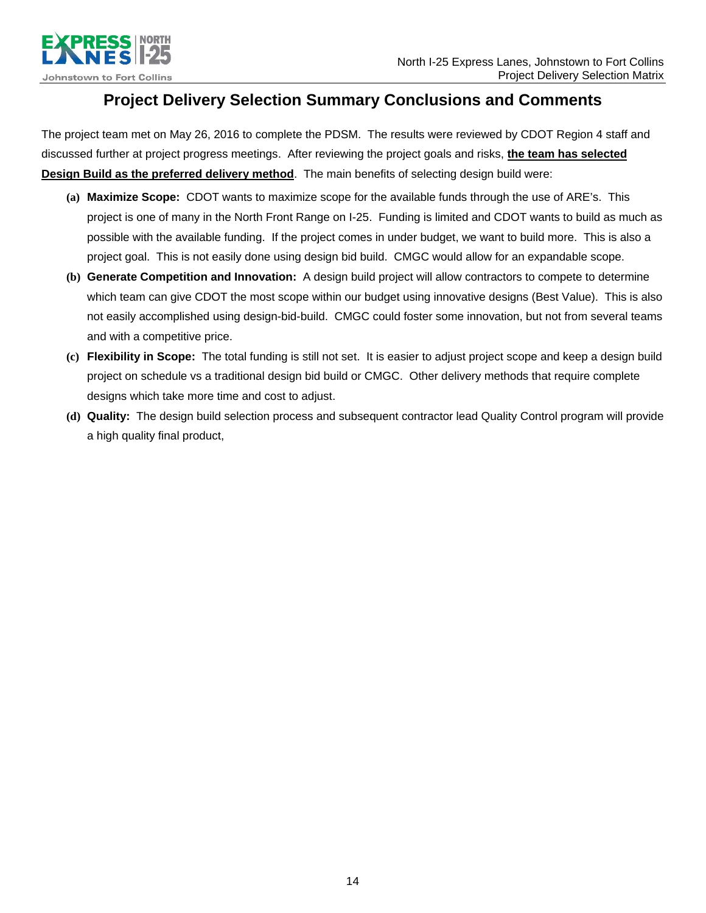# Project Delivery Selection Summary Conclusions and Comments

The project team met on May 26, 2016 to complete the PDSM. The results were reviewed by CDOT Region 4 staff and discussed further at project progress meetings. After reviewing the project goals and risks, **the team has selected Design Build as the preferred delivery method**. The main benefits of selecting design build were:

**(a) Maximize Scope:** CDOT wants to maximize scope for the available funds through the use of ARE's. This project is one of many in the North Front Range on I-25. Funding is limited and CDOT wants to build as much as possible with the available funding. If the project comes in under budget, we want to build more. This is also a project goal. This is not easily done using design bid build. CMGC would allow for an expandable scope.

**(b) Generate Competition and Innovation:** A design build project will allow contractors to compete to determine which team can give CDOT the most scope within our budget using innovative designs (Best Value). This is also not easily accomplished using design-bid-build. CMGC could foster some innovation, but not from several teams and with a competitive price.

**(c) Flexibility in Scope:** The total funding is still not set. It is easier to adjust project scope and keep a design build project on schedule vs a traditional design bid build or CMGC. Other delivery methods that require complete designs which take more time and cost to adjust.

**(d) Quality:** The design build selection process and subsequent contractor lead Quality Control program will provide a high quality final product,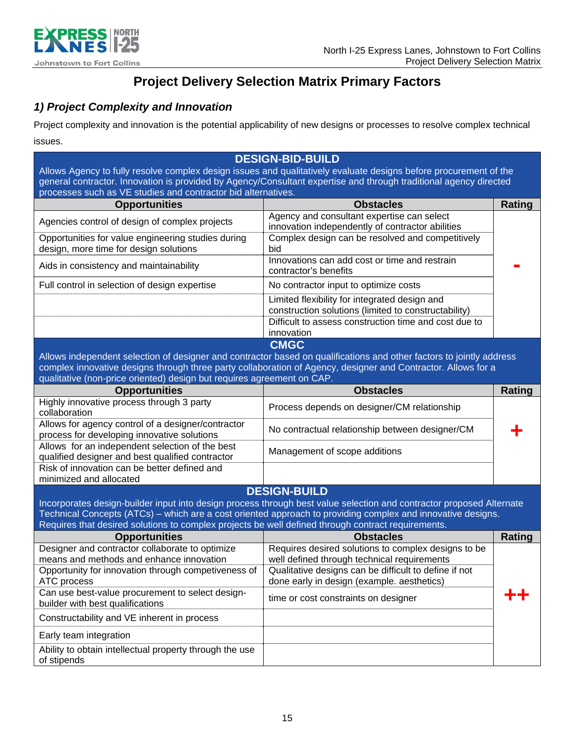# Project Delivery Selection Matrix Primary Factors

## *1) Project Complexity and Innovation*

Project complexity and innovation is the potential applicability of new designs or processes to resolve complex technical issues.

**DESIGN-BID-BUILD**

Allows Agency to fully resolve complex design issues and qualitatively evaluate designs before procurement of the general contractor. Innovation is provided by Agency/Consultant expertise and through traditional agency directed processes such as VE studies and contractor bid alternatives.

| Opportunities | Obstacles | Rating |
|---|---|---|
| Agencies control of design of complex projects | Agency and consultant expertise can select innovation independently of contractor abilities | **-** |
| Opportunities for value engineering studies during design, more time for design solutions | Complex design can be resolved and competitively bid | |
| Aids in consistency and maintainability | Innovations can add cost or time and restrain contractor's benefits | |
| Full control in selection of design expertise | No contractor input to optimize costs | |
| | Limited flexibility for integrated design and construction solutions (limited to constructability) | |
| | Difficult to assess construction time and cost due to innovation | |

**CMGC**

Allows independent selection of designer and contractor based on qualifications and other factors to jointly address complex innovative designs through three party collaboration of Agency, designer and Contractor. Allows for a qualitative (non-price oriented) design but requires agreement on CAP.

| Opportunities | Obstacles | Rating |
|---|---|---|
| Highly innovative process through 3 party collaboration | Process depends on designer/CM relationship | **+** |
| Allows for agency control of a designer/contractor process for developing innovative solutions | No contractual relationship between designer/CM | |
| Allows for an independent selection of the best qualified designer and best qualified contractor | Management of scope additions | |
| Risk of innovation can be better defined and minimized and allocated | | |

**DESIGN-BUILD**

Incorporates design-builder input into design process through best value selection and contractor proposed Alternate Technical Concepts (ATCs) – which are a cost oriented approach to providing complex and innovative designs. Requires that desired solutions to complex projects be well defined through contract requirements.

| Opportunities | Obstacles | Rating |
|---|---|---|
| Designer and contractor collaborate to optimize means and methods and enhance innovation | Requires desired solutions to complex designs to be well defined through technical requirements | **++** |
| Opportunity for innovation through competiveness of ATC process | Qualitative designs can be difficult to define if not done early in design (example. aesthetics) | |
| Can use best-value procurement to select design-builder with best qualifications | time or cost constraints on designer | |
| Constructability and VE inherent in process | | |
| Early team integration | | |
| Ability to obtain intellectual property through the use of stipends | | |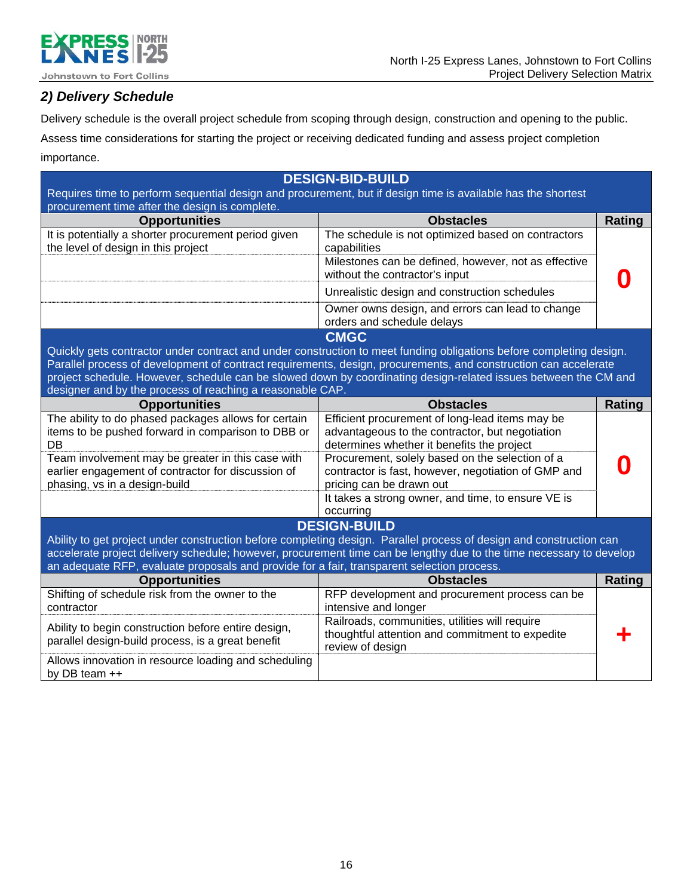## *2) Delivery Schedule*

Delivery schedule is the overall project schedule from scoping through design, construction and opening to the public. Assess time considerations for starting the project or receiving dedicated funding and assess project completion importance.

| **DESIGN-BID-BUILD**<br>Requires time to perform sequential design and procurement, but if design time is available has the shortest procurement time after the design is complete. | | |
|---|---|---|
| **Opportunities** | **Obstacles** | **Rating** |
| It is potentially a shorter procurement period given the level of design in this project | The schedule is not optimized based on contractors capabilities | **0** |
| | Milestones can be defined, however, not as effective without the contractor's input | |
| | Unrealistic design and construction schedules | |
| | Owner owns design, and errors can lead to change orders and schedule delays | |
| **CMGC**<br>Quickly gets contractor under contract and under construction to meet funding obligations before completing design. Parallel process of development of contract requirements, design, procurements, and construction can accelerate project schedule. However, schedule can be slowed down by coordinating design-related issues between the CM and designer and by the process of reaching a reasonable CAP. | | |
| **Opportunities** | **Obstacles** | **Rating** |
| The ability to do phased packages allows for certain items to be pushed forward in comparison to DBB or DB | Efficient procurement of long-lead items may be advantageous to the contractor, but negotiation determines whether it benefits the project | **0** |
| Team involvement may be greater in this case with earlier engagement of contractor for discussion of phasing, vs in a design-build | Procurement, solely based on the selection of a contractor is fast, however, negotiation of GMP and pricing can be drawn out | |
| | It takes a strong owner, and time, to ensure VE is occurring | |
| **DESIGN-BUILD**<br>Ability to get project under construction before completing design. Parallel process of design and construction can accelerate project delivery schedule; however, procurement time can be lengthy due to the time necessary to develop an adequate RFP, evaluate proposals and provide for a fair, transparent selection process. | | |
| **Opportunities** | **Obstacles** | **Rating** |
| Shifting of schedule risk from the owner to the contractor | RFP development and procurement process can be intensive and longer | **+** |
| Ability to begin construction before entire design, parallel design-build process, is a great benefit | Railroads, communities, utilities will require thoughtful attention and commitment to expedite review of design | |
| Allows innovation in resource loading and scheduling by DB team ++ | | |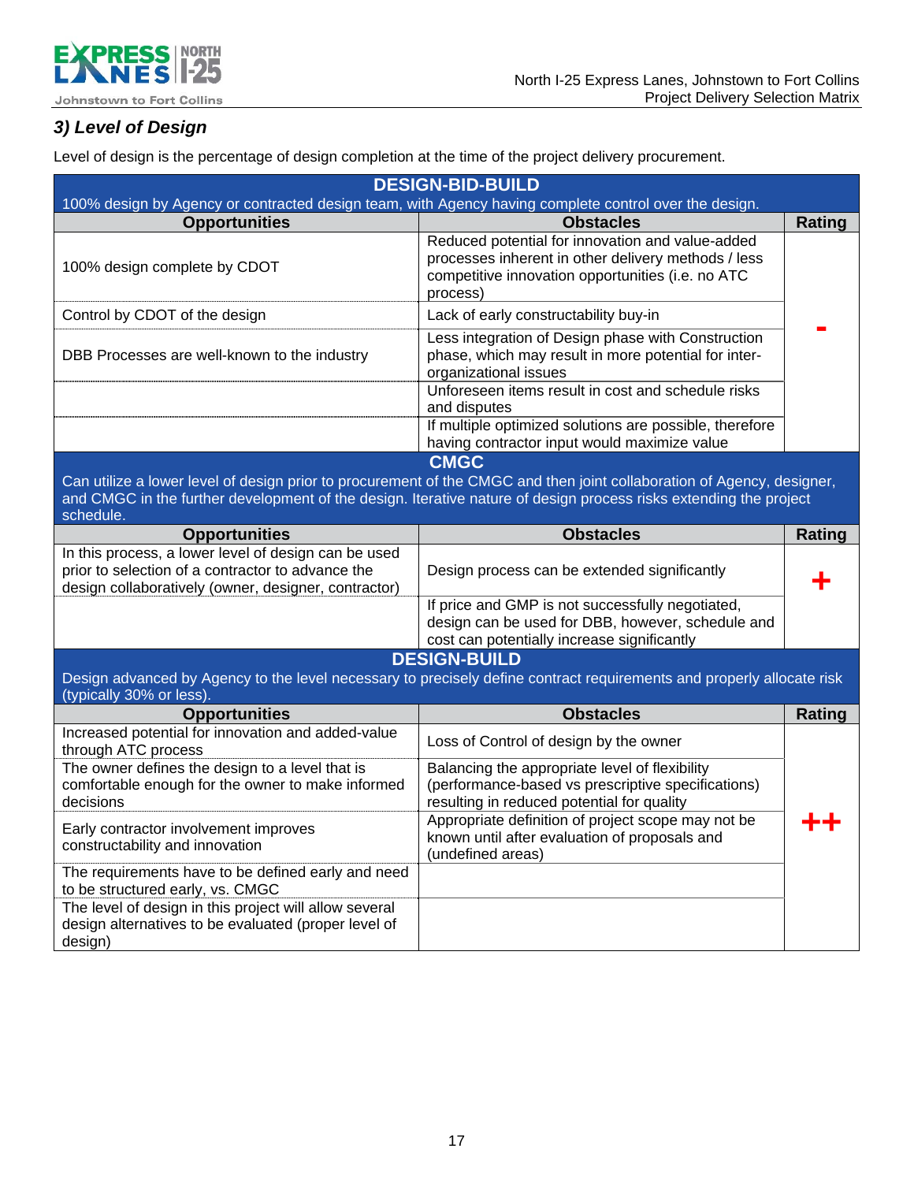### 3) Level of Design

Level of design is the percentage of design completion at the time of the project delivery procurement.

| DESIGN-BID-BUILD | | |
|---|---|---|
| 100% design by Agency or contracted design team, with Agency having complete control over the design. | | |
| **Opportunities** | **Obstacles** | **Rating** |
| 100% design complete by CDOT | Reduced potential for innovation and value-added processes inherent in other delivery methods / less competitive innovation opportunities (i.e. no ATC process) | - |
| Control by CDOT of the design | Lack of early constructability buy-in | |
| DBB Processes are well-known to the industry | Less integration of Design phase with Construction phase, which may result in more potential for inter-organizational issues | |
| | Unforeseen items result in cost and schedule risks and disputes | |
| | If multiple optimized solutions are possible, therefore having contractor input would maximize value | |

| CMGC | | |
|---|---|---|
| Can utilize a lower level of design prior to procurement of the CMGC and then joint collaboration of Agency, designer, and CMGC in the further development of the design. Iterative nature of design process risks extending the project schedule. | | |
| **Opportunities** | **Obstacles** | **Rating** |
| In this process, a lower level of design can be used prior to selection of a contractor to advance the design collaboratively (owner, designer, contractor) | Design process can be extended significantly | + |
| | If price and GMP is not successfully negotiated, design can be used for DBB, however, schedule and cost can potentially increase significantly | |

| DESIGN-BUILD | | |
|---|---|---|
| Design advanced by Agency to the level necessary to precisely define contract requirements and properly allocate risk (typically 30% or less). | | |
| **Opportunities** | **Obstacles** | **Rating** |
| Increased potential for innovation and added-value through ATC process | Loss of Control of design by the owner | ++ |
| The owner defines the design to a level that is comfortable enough for the owner to make informed decisions | Balancing the appropriate level of flexibility (performance-based vs prescriptive specifications) resulting in reduced potential for quality | |
| Early contractor involvement improves constructability and innovation | Appropriate definition of project scope may not be known until after evaluation of proposals and (undefined areas) | |
| The requirements have to be defined early and need to be structured early, vs. CMGC | | |
| The level of design in this project will allow several design alternatives to be evaluated (proper level of design) | | |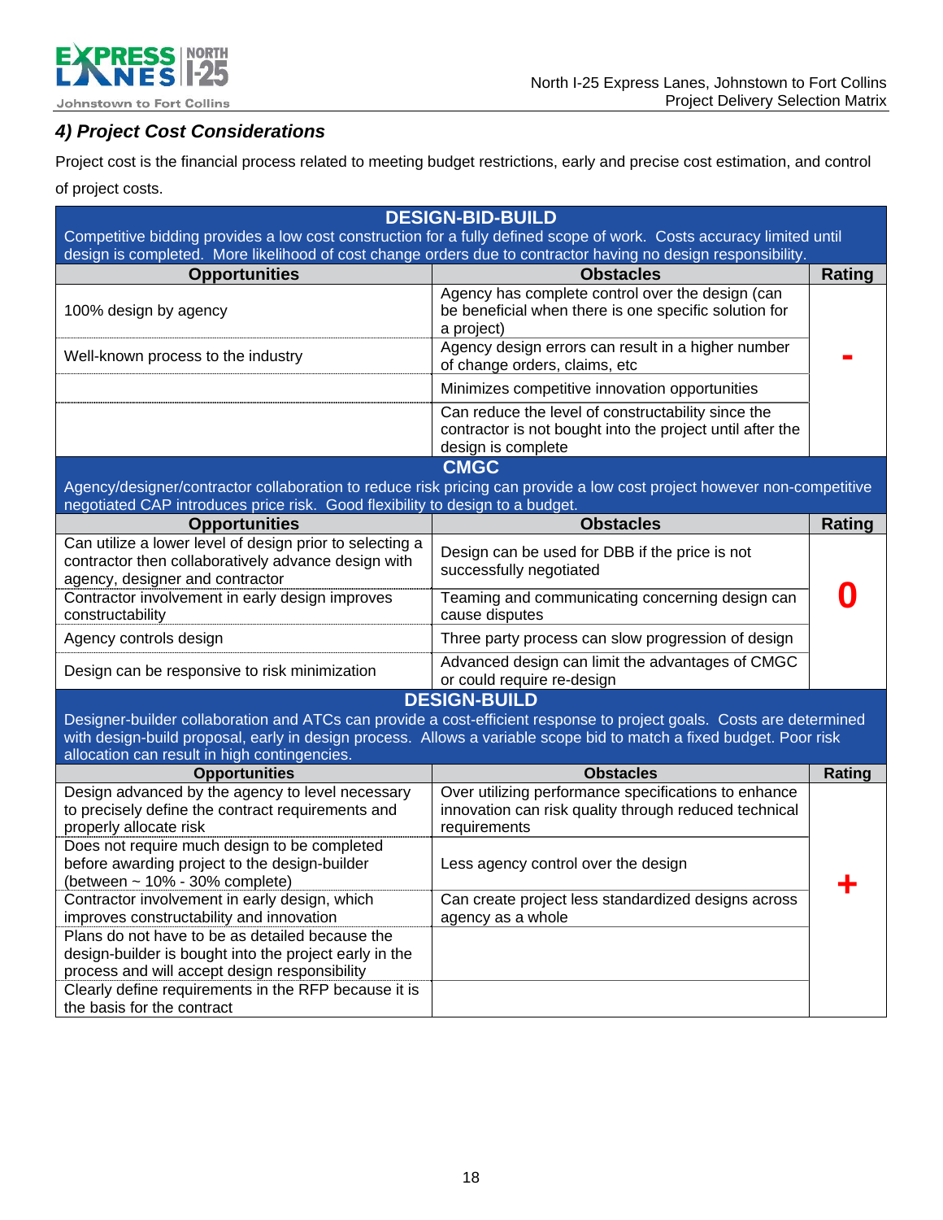## 4) Project Cost Considerations

Project cost is the financial process related to meeting budget restrictions, early and precise cost estimation, and control of project costs.

| DESIGN-BID-BUILD<br>Competitive bidding provides a low cost construction for a fully defined scope of work. Costs accuracy limited until design is completed. More likelihood of cost change orders due to contractor having no design responsibility. | | |
|---|---|---|
| **Opportunities** | **Obstacles** | **Rating** |
| 100% design by agency | Agency has complete control over the design (can be beneficial when there is one specific solution for a project) | - |
| Well-known process to the industry | Agency design errors can result in a higher number of change orders, claims, etc | |
| | Minimizes competitive innovation opportunities | |
| | Can reduce the level of constructability since the contractor is not bought into the project until after the design is complete | |

| CMGC<br>Agency/designer/contractor collaboration to reduce risk pricing can provide a low cost project however non-competitive negotiated CAP introduces price risk. Good flexibility to design to a budget. | | |
|---|---|---|
| **Opportunities** | **Obstacles** | **Rating** |
| Can utilize a lower level of design prior to selecting a contractor then collaboratively advance design with agency, designer and contractor | Design can be used for DBB if the price is not successfully negotiated | 0 |
| Contractor involvement in early design improves constructability | Teaming and communicating concerning design can cause disputes | |
| Agency controls design | Three party process can slow progression of design | |
| Design can be responsive to risk minimization | Advanced design can limit the advantages of CMGC or could require re-design | |

| DESIGN-BUILD<br>Designer-builder collaboration and ATCs can provide a cost-efficient response to project goals. Costs are determined with design-build proposal, early in design process. Allows a variable scope bid to match a fixed budget. Poor risk allocation can result in high contingencies. | | |
|---|---|---|
| **Opportunities** | **Obstacles** | **Rating** |
| Design advanced by the agency to level necessary to precisely define the contract requirements and properly allocate risk | Over utilizing performance specifications to enhance innovation can risk quality through reduced technical requirements | + |
| Does not require much design to be completed before awarding project to the design-builder (between ~ 10% - 30% complete) | Less agency control over the design | |
| Contractor involvement in early design, which improves constructability and innovation | Can create project less standardized designs across agency as a whole | |
| Plans do not have to be as detailed because the design-builder is bought into the project early in the process and will accept design responsibility | | |
| Clearly define requirements in the RFP because it is the basis for the contract | | |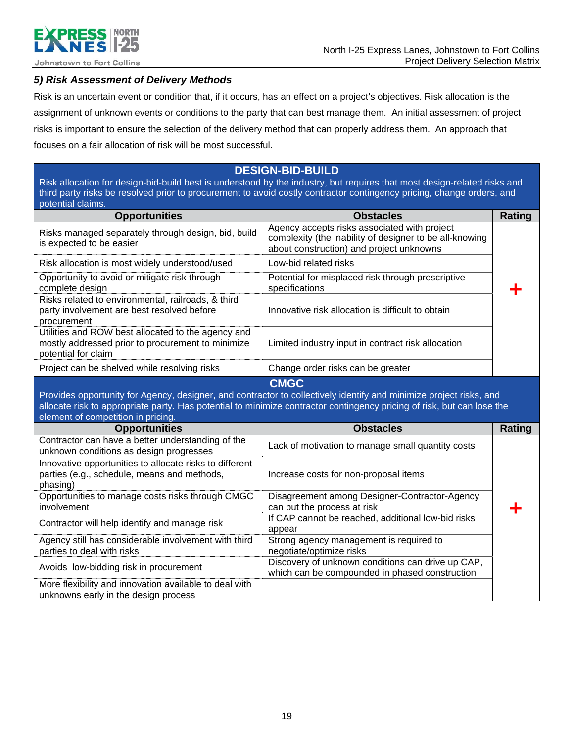### *5) Risk Assessment of Delivery Methods*

Risk is an uncertain event or condition that, if it occurs, has an effect on a project's objectives. Risk allocation is the assignment of unknown events or conditions to the party that can best manage them. An initial assessment of project risks is important to ensure the selection of the delivery method that can properly address them. An approach that focuses on a fair allocation of risk will be most successful.

**DESIGN-BID-BUILD**

Risk allocation for design-bid-build best is understood by the industry, but requires that most design-related risks and third party risks be resolved prior to procurement to avoid costly contractor contingency pricing, change orders, and potential claims.

| Opportunities | Obstacles | Rating |
|---|---|---|
| Risks managed separately through design, bid, build is expected to be easier | Agency accepts risks associated with project complexity (the inability of designer to be all-knowing about construction) and project unknowns | + |
| Risk allocation is most widely understood/used | Low-bid related risks | |
| Opportunity to avoid or mitigate risk through complete design | Potential for misplaced risk through prescriptive specifications | |
| Risks related to environmental, railroads, & third party involvement are best resolved before procurement | Innovative risk allocation is difficult to obtain | |
| Utilities and ROW best allocated to the agency and mostly addressed prior to procurement to minimize potential for claim | Limited industry input in contract risk allocation | |
| Project can be shelved while resolving risks | Change order risks can be greater | |

**CMGC**

Provides opportunity for Agency, designer, and contractor to collectively identify and minimize project risks, and allocate risk to appropriate party. Has potential to minimize contractor contingency pricing of risk, but can lose the element of competition in pricing.

| Opportunities | Obstacles | Rating |
|---|---|---|
| Contractor can have a better understanding of the unknown conditions as design progresses | Lack of motivation to manage small quantity costs | + |
| Innovative opportunities to allocate risks to different parties (e.g., schedule, means and methods, phasing) | Increase costs for non-proposal items | |
| Opportunities to manage costs risks through CMGC involvement | Disagreement among Designer-Contractor-Agency can put the process at risk | |
| Contractor will help identify and manage risk | If CAP cannot be reached, additional low-bid risks appear | |
| Agency still has considerable involvement with third parties to deal with risks | Strong agency management is required to negotiate/optimize risks | |
| Avoids low-bidding risk in procurement | Discovery of unknown conditions can drive up CAP, which can be compounded in phased construction | |
| More flexibility and innovation available to deal with unknowns early in the design process | | |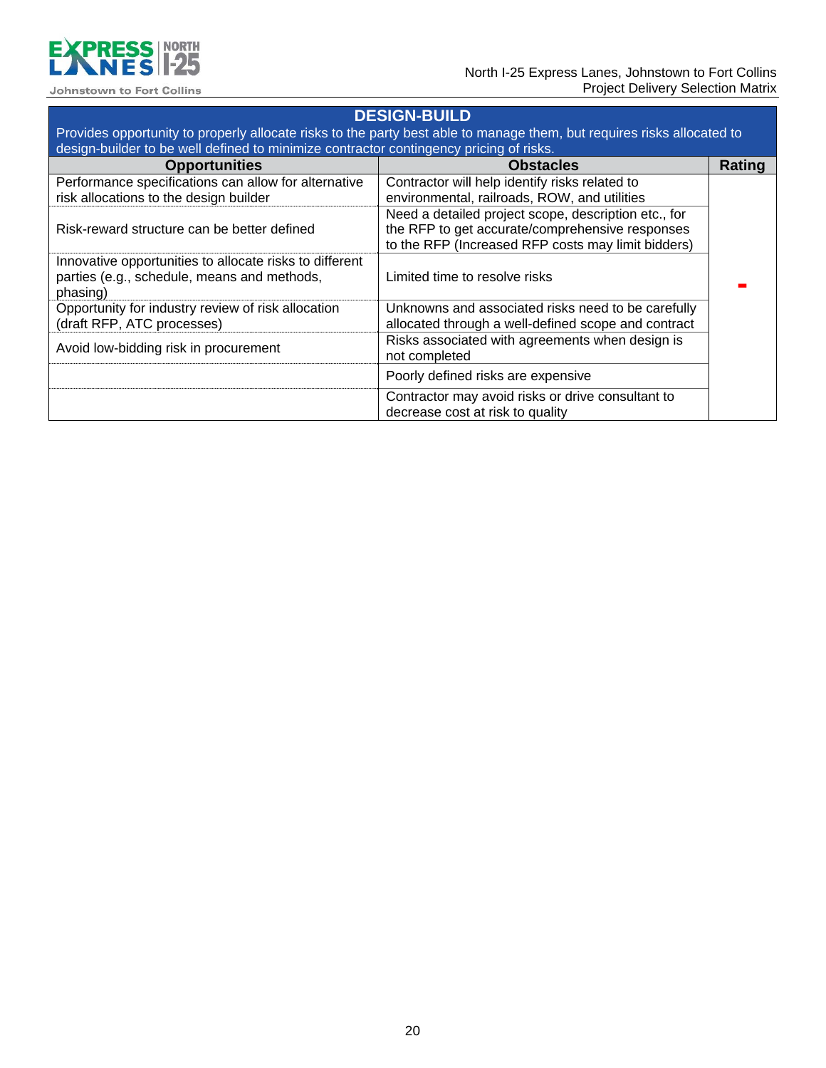| DESIGN-BUILD | | |
|---|---|---|
| Provides opportunity to properly allocate risks to the party best able to manage them, but requires risks allocated to design-builder to be well defined to minimize contractor contingency pricing of risks. | | |
| **Opportunities** | **Obstacles** | **Rating** |
| Performance specifications can allow for alternative risk allocations to the design builder | Contractor will help identify risks related to environmental, railroads, ROW, and utilities | - |
| Risk-reward structure can be better defined | Need a detailed project scope, description etc., for the RFP to get accurate/comprehensive responses to the RFP (Increased RFP costs may limit bidders) | |
| Innovative opportunities to allocate risks to different parties (e.g., schedule, means and methods, phasing) | Limited time to resolve risks | |
| Opportunity for industry review of risk allocation (draft RFP, ATC processes) | Unknowns and associated risks need to be carefully allocated through a well-defined scope and contract | |
| Avoid low-bidding risk in procurement | Risks associated with agreements when design is not completed | |
| | Poorly defined risks are expensive | |
| | Contractor may avoid risks or drive consultant to decrease cost at risk to quality | |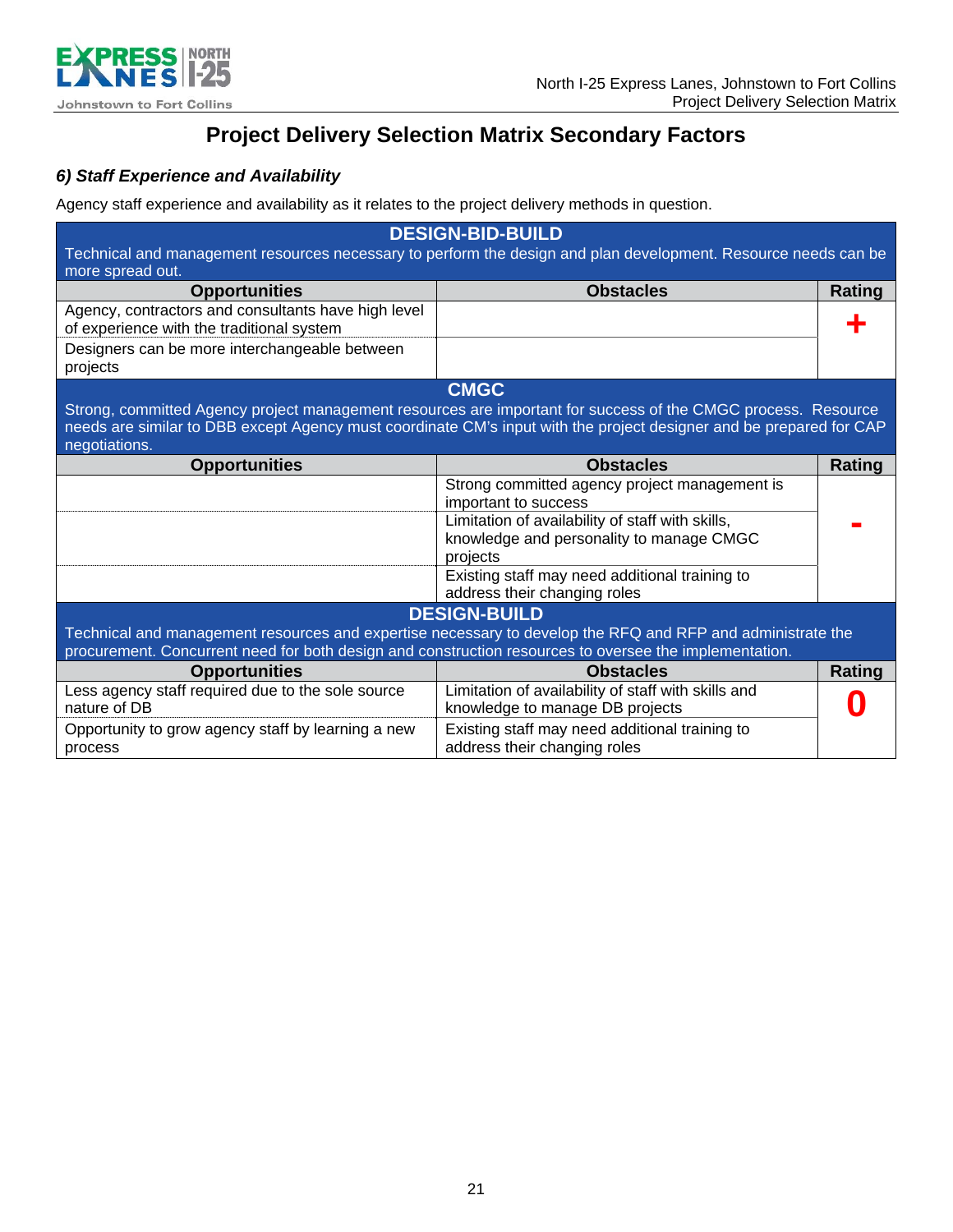## Project Delivery Selection Matrix Secondary Factors

### *6) Staff Experience and Availability*

Agency staff experience and availability as it relates to the project delivery methods in question.

| DESIGN-BID-BUILD<br>Technical and management resources necessary to perform the design and plan development. Resource needs can be more spread out. | | |
|---|---|---|
| **Opportunities** | **Obstacles** | **Rating** |
| Agency, contractors and consultants have high level of experience with the traditional system | | + |
| Designers can be more interchangeable between projects | | |

| CMGC<br>Strong, committed Agency project management resources are important for success of the CMGC process. Resource needs are similar to DBB except Agency must coordinate CM's input with the project designer and be prepared for CAP negotiations. | | |
|---|---|---|
| **Opportunities** | **Obstacles** | **Rating** |
| | Strong committed agency project management is important to success | - |
| | Limitation of availability of staff with skills, knowledge and personality to manage CMGC projects | |
| | Existing staff may need additional training to address their changing roles | |

| DESIGN-BUILD<br>Technical and management resources and expertise necessary to develop the RFQ and RFP and administrate the procurement. Concurrent need for both design and construction resources to oversee the implementation. | | |
|---|---|---|
| **Opportunities** | **Obstacles** | **Rating** |
| Less agency staff required due to the sole source nature of DB | Limitation of availability of staff with skills and knowledge to manage DB projects | 0 |
| Opportunity to grow agency staff by learning a new process | Existing staff may need additional training to address their changing roles | |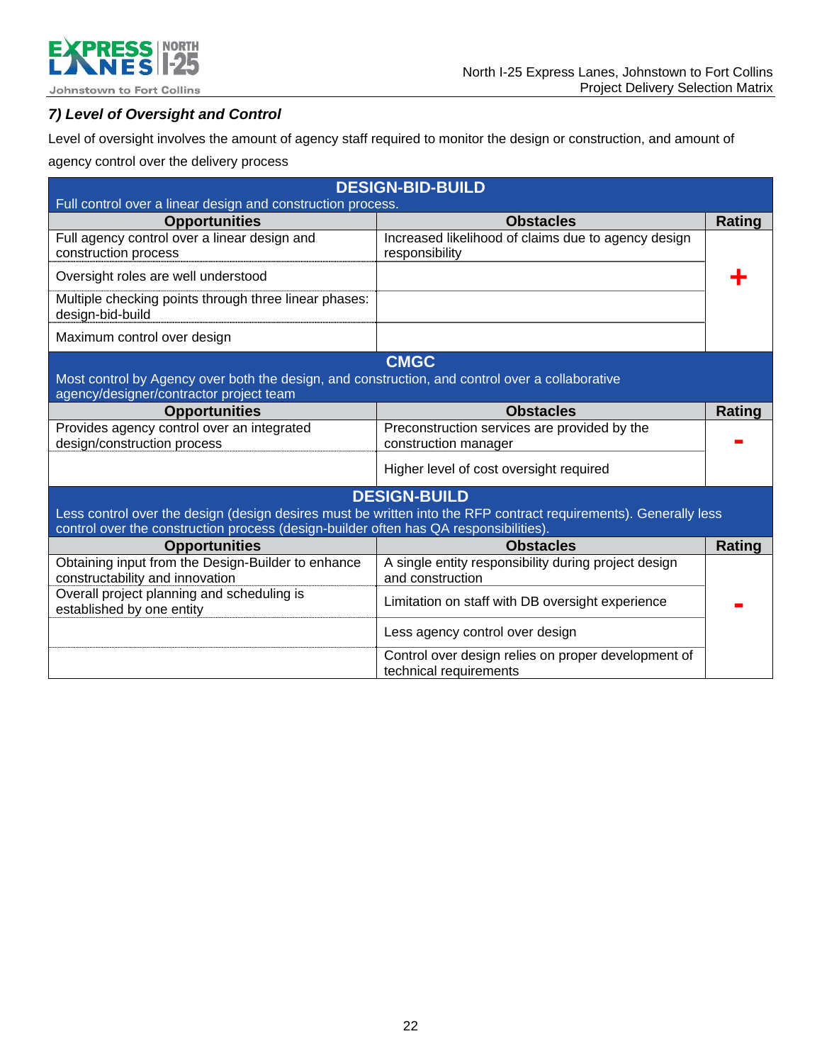### *7) Level of Oversight and Control*

Level of oversight involves the amount of agency staff required to monitor the design or construction, and amount of agency control over the delivery process

| **DESIGN-BID-BUILD**<br>Full control over a linear design and construction process. | | |
|---|---|---|
| **Opportunities** | **Obstacles** | **Rating** |
| Full agency control over a linear design and construction process | Increased likelihood of claims due to agency design responsibility | + |
| Oversight roles are well understood | | |
| Multiple checking points through three linear phases: design-bid-build | | |
| Maximum control over design | | |

| **CMGC**<br>Most control by Agency over both the design, and construction, and control over a collaborative agency/designer/contractor project team | | |
|---|---|---|
| **Opportunities** | **Obstacles** | **Rating** |
| Provides agency control over an integrated design/construction process | Preconstruction services are provided by the construction manager | - |
| | Higher level of cost oversight required | |

| **DESIGN-BUILD**<br>Less control over the design (design desires must be written into the RFP contract requirements). Generally less control over the construction process (design-builder often has QA responsibilities). | | |
|---|---|---|
| **Opportunities** | **Obstacles** | **Rating** |
| Obtaining input from the Design-Builder to enhance constructability and innovation | A single entity responsibility during project design and construction | - |
| Overall project planning and scheduling is established by one entity | Limitation on staff with DB oversight experience | |
| | Less agency control over design | |
| | Control over design relies on proper development of technical requirements | |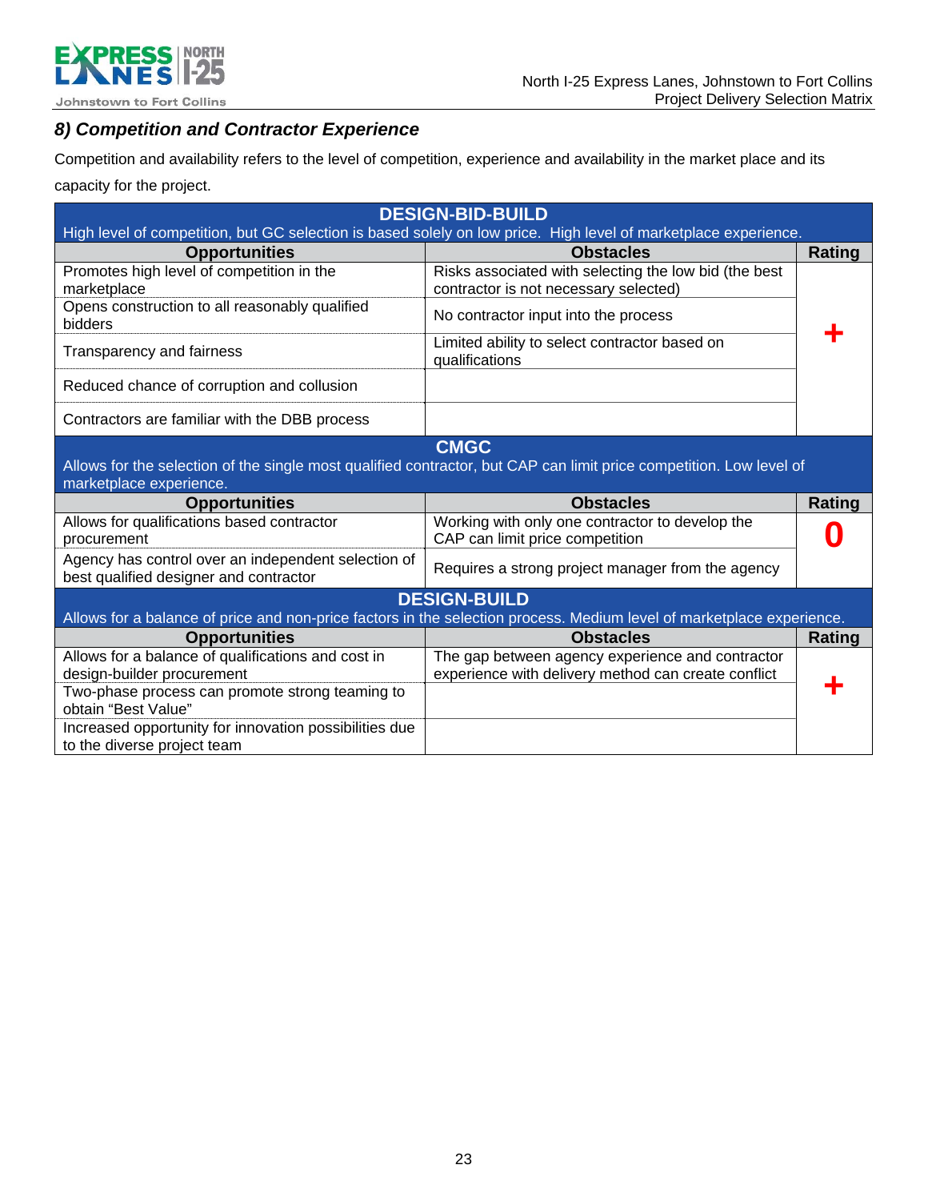### *8) Competition and Contractor Experience*

Competition and availability refers to the level of competition, experience and availability in the market place and its capacity for the project.

| **DESIGN-BID-BUILD**<br>High level of competition, but GC selection is based solely on low price. High level of marketplace experience. | | |
|---|---|---|
| **Opportunities** | **Obstacles** | **Rating** |
| Promotes high level of competition in the marketplace | Risks associated with selecting the low bid (the best contractor is not necessary selected) | **+** |
| Opens construction to all reasonably qualified bidders | No contractor input into the process | |
| Transparency and fairness | Limited ability to select contractor based on qualifications | |
| Reduced chance of corruption and collusion | | |
| Contractors are familiar with the DBB process | | |
| **CMGC**<br>Allows for the selection of the single most qualified contractor, but CAP can limit price competition. Low level of marketplace experience. | | |
| **Opportunities** | **Obstacles** | **Rating** |
| Allows for qualifications based contractor procurement | Working with only one contractor to develop the CAP can limit price competition | **0** |
| Agency has control over an independent selection of best qualified designer and contractor | Requires a strong project manager from the agency | |
| **DESIGN-BUILD**<br>Allows for a balance of price and non-price factors in the selection process. Medium level of marketplace experience. | | |
| **Opportunities** | **Obstacles** | **Rating** |
| Allows for a balance of qualifications and cost in design-builder procurement | The gap between agency experience and contractor experience with delivery method can create conflict | **+** |
| Two-phase process can promote strong teaming to obtain "Best Value" | | |
| Increased opportunity for innovation possibilities due to the diverse project team | | |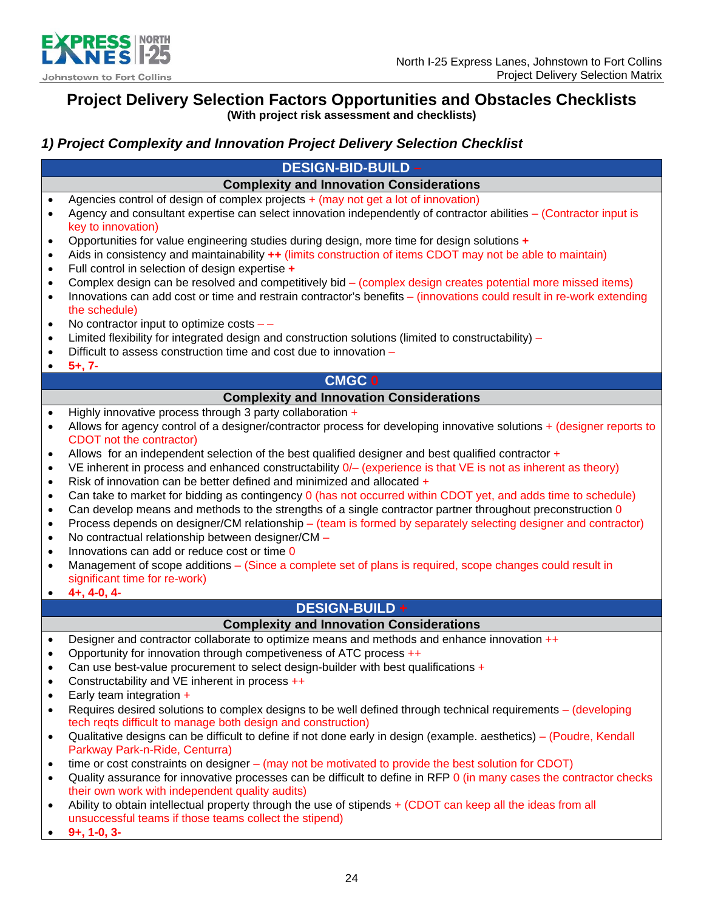# Project Delivery Selection Factors Opportunities and Obstacles Checklists

**(With project risk assessment and checklists)**

## *1) Project Complexity and Innovation Project Delivery Selection Checklist*

### DESIGN-BID-BUILD –

**Complexity and Innovation Considerations**

- Agencies control of design of complex projects + (may not get a lot of innovation)
- Agency and consultant expertise can select innovation independently of contractor abilities – (Contractor input is key to innovation)
- Opportunities for value engineering studies during design, more time for design solutions **+**
- Aids in consistency and maintainability **++** (limits construction of items CDOT may not be able to maintain)
- Full control in selection of design expertise **+**
- Complex design can be resolved and competitively bid – (complex design creates potential more missed items)
- Innovations can add cost or time and restrain contractor's benefits – (innovations could result in re-work extending the schedule)
- No contractor input to optimize costs – –
- Limited flexibility for integrated design and construction solutions (limited to constructability) –
- Difficult to assess construction time and cost due to innovation –
- **5+, 7-**

### CMGC 0

**Complexity and Innovation Considerations**

- Highly innovative process through 3 party collaboration +
- Allows for agency control of a designer/contractor process for developing innovative solutions + (designer reports to CDOT not the contractor)
- Allows for an independent selection of the best qualified designer and best qualified contractor +
- VE inherent in process and enhanced constructability 0/– (experience is that VE is not as inherent as theory)
- Risk of innovation can be better defined and minimized and allocated +
- Can take to market for bidding as contingency 0 (has not occurred within CDOT yet, and adds time to schedule)
- Can develop means and methods to the strengths of a single contractor partner throughout preconstruction 0
- Process depends on designer/CM relationship – (team is formed by separately selecting designer and contractor)
- No contractual relationship between designer/CM –
- Innovations can add or reduce cost or time 0
- Management of scope additions – (Since a complete set of plans is required, scope changes could result in significant time for re-work)
- **4+, 4-0, 4-**

### DESIGN-BUILD +

**Complexity and Innovation Considerations**

- Designer and contractor collaborate to optimize means and methods and enhance innovation ++
- Opportunity for innovation through competiveness of ATC process ++
- Can use best-value procurement to select design-builder with best qualifications +
- Constructability and VE inherent in process ++
- Early team integration +
- Requires desired solutions to complex designs to be well defined through technical requirements – (developing tech reqts difficult to manage both design and construction)
- Qualitative designs can be difficult to define if not done early in design (example. aesthetics) – (Poudre, Kendall Parkway Park-n-Ride, Centurra)
- time or cost constraints on designer – (may not be motivated to provide the best solution for CDOT)
- Quality assurance for innovative processes can be difficult to define in RFP 0 (in many cases the contractor checks their own work with independent quality audits)
- Ability to obtain intellectual property through the use of stipends + (CDOT can keep all the ideas from all unsuccessful teams if those teams collect the stipend)
- **9+, 1-0, 3-**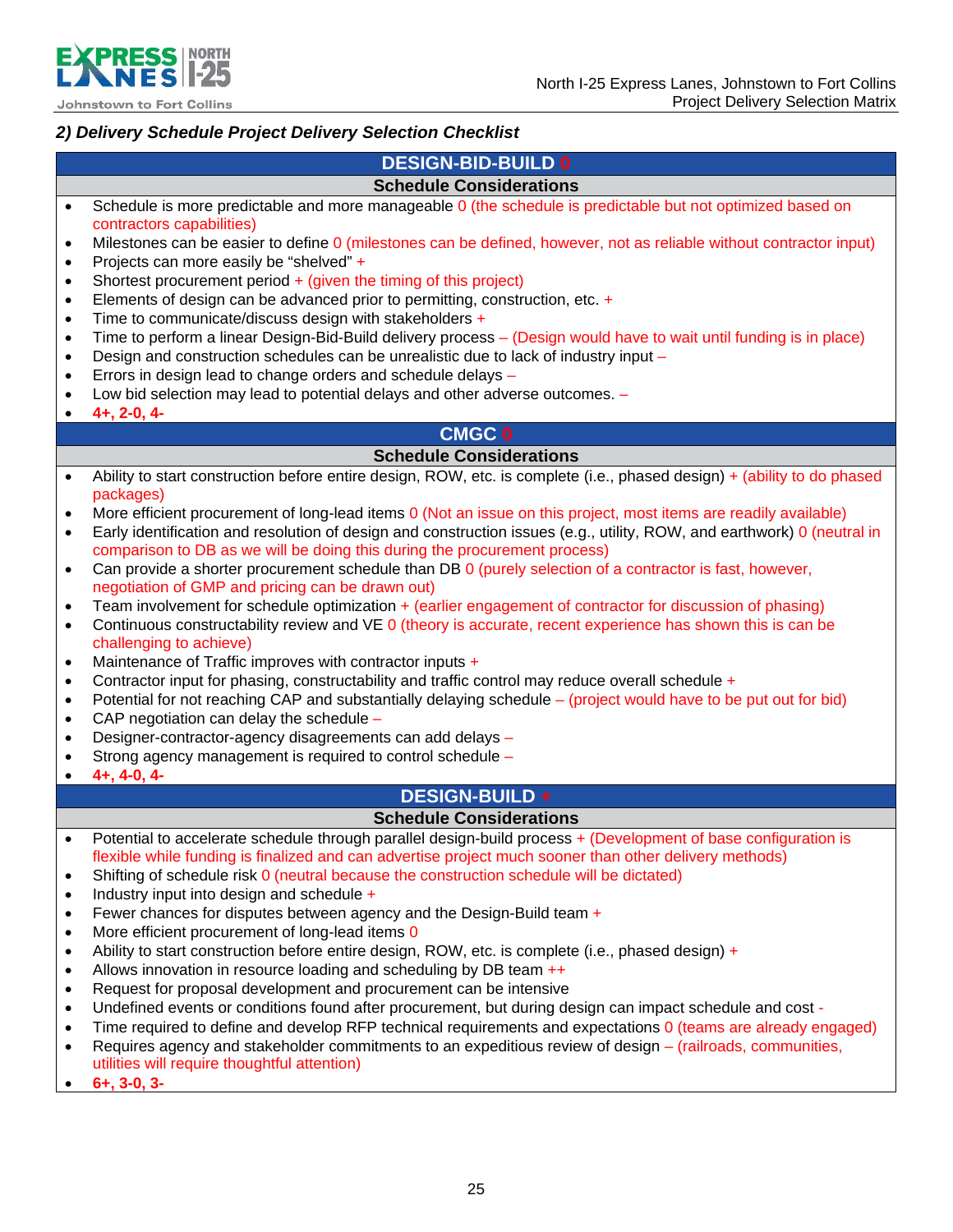## 2) Delivery Schedule Project Delivery Selection Checklist

### DESIGN-BID-BUILD 0

**Schedule Considerations**

- Schedule is more predictable and more manageable 0 (the schedule is predictable but not optimized based on contractors capabilities)
- Milestones can be easier to define 0 (milestones can be defined, however, not as reliable without contractor input)
- Projects can more easily be "shelved" +
- Shortest procurement period + (given the timing of this project)
- Elements of design can be advanced prior to permitting, construction, etc. +
- Time to communicate/discuss design with stakeholders +
- Time to perform a linear Design-Bid-Build delivery process – (Design would have to wait until funding is in place)
- Design and construction schedules can be unrealistic due to lack of industry input –
- Errors in design lead to change orders and schedule delays –
- Low bid selection may lead to potential delays and other adverse outcomes. –
- **4+, 2-0, 4-**

### CMGC 0

**Schedule Considerations**

- Ability to start construction before entire design, ROW, etc. is complete (i.e., phased design) + (ability to do phased packages)
- More efficient procurement of long-lead items 0 (Not an issue on this project, most items are readily available)
- Early identification and resolution of design and construction issues (e.g., utility, ROW, and earthwork) 0 (neutral in comparison to DB as we will be doing this during the procurement process)
- Can provide a shorter procurement schedule than DB 0 (purely selection of a contractor is fast, however, negotiation of GMP and pricing can be drawn out)
- Team involvement for schedule optimization + (earlier engagement of contractor for discussion of phasing)
- Continuous constructability review and VE 0 (theory is accurate, recent experience has shown this is can be challenging to achieve)
- Maintenance of Traffic improves with contractor inputs +
- Contractor input for phasing, constructability and traffic control may reduce overall schedule +
- Potential for not reaching CAP and substantially delaying schedule – (project would have to be put out for bid)
- CAP negotiation can delay the schedule –
- Designer-contractor-agency disagreements can add delays –
- Strong agency management is required to control schedule –
- **4+, 4-0, 4-**

### DESIGN-BUILD +

**Schedule Considerations**

- Potential to accelerate schedule through parallel design-build process + (Development of base configuration is flexible while funding is finalized and can advertise project much sooner than other delivery methods)
- Shifting of schedule risk 0 (neutral because the construction schedule will be dictated)
- Industry input into design and schedule +
- Fewer chances for disputes between agency and the Design-Build team +
- More efficient procurement of long-lead items 0
- Ability to start construction before entire design, ROW, etc. is complete (i.e., phased design) +
- Allows innovation in resource loading and scheduling by DB team ++
- Request for proposal development and procurement can be intensive
- Undefined events or conditions found after procurement, but during design can impact schedule and cost -
- Time required to define and develop RFP technical requirements and expectations 0 (teams are already engaged)
- Requires agency and stakeholder commitments to an expeditious review of design – (railroads, communities, utilities will require thoughtful attention)
- **6+, 3-0, 3-**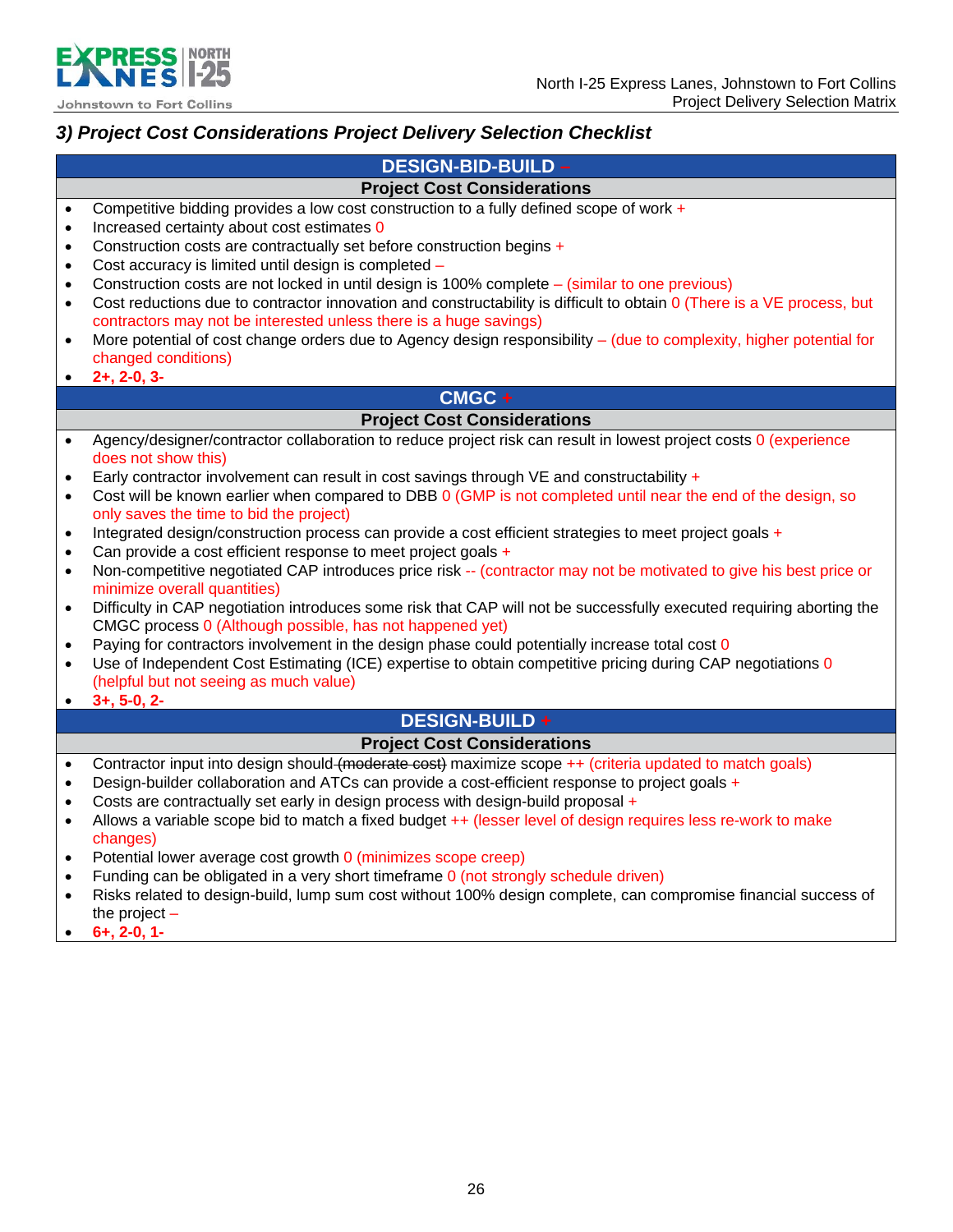### 3) Project Cost Considerations Project Delivery Selection Checklist

## DESIGN-BID-BUILD –

**Project Cost Considerations**

- Competitive bidding provides a low cost construction to a fully defined scope of work +
- Increased certainty about cost estimates 0
- Construction costs are contractually set before construction begins +
- Cost accuracy is limited until design is completed –
- Construction costs are not locked in until design is 100% complete – (similar to one previous)
- Cost reductions due to contractor innovation and constructability is difficult to obtain 0 (There is a VE process, but contractors may not be interested unless there is a huge savings)
- More potential of cost change orders due to Agency design responsibility – (due to complexity, higher potential for changed conditions)
- **2+, 2-0, 3-**

## CMGC +

**Project Cost Considerations**

- Agency/designer/contractor collaboration to reduce project risk can result in lowest project costs 0 (experience does not show this)
- Early contractor involvement can result in cost savings through VE and constructability +
- Cost will be known earlier when compared to DBB 0 (GMP is not completed until near the end of the design, so only saves the time to bid the project)
- Integrated design/construction process can provide a cost efficient strategies to meet project goals +
- Can provide a cost efficient response to meet project goals +
- Non-competitive negotiated CAP introduces price risk -- (contractor may not be motivated to give his best price or minimize overall quantities)
- Difficulty in CAP negotiation introduces some risk that CAP will not be successfully executed requiring aborting the CMGC process 0 (Although possible, has not happened yet)
- Paying for contractors involvement in the design phase could potentially increase total cost 0
- Use of Independent Cost Estimating (ICE) expertise to obtain competitive pricing during CAP negotiations 0 (helpful but not seeing as much value)
- **3+, 5-0, 2-**

## DESIGN-BUILD +

**Project Cost Considerations**

- Contractor input into design should ~~(moderate cost)~~ maximize scope ++ (criteria updated to match goals)
- Design-builder collaboration and ATCs can provide a cost-efficient response to project goals +
- Costs are contractually set early in design process with design-build proposal +
- Allows a variable scope bid to match a fixed budget ++ (lesser level of design requires less re-work to make changes)
- Potential lower average cost growth 0 (minimizes scope creep)
- Funding can be obligated in a very short timeframe 0 (not strongly schedule driven)
- Risks related to design-build, lump sum cost without 100% design complete, can compromise financial success of the project –
- **6+, 2-0, 1-**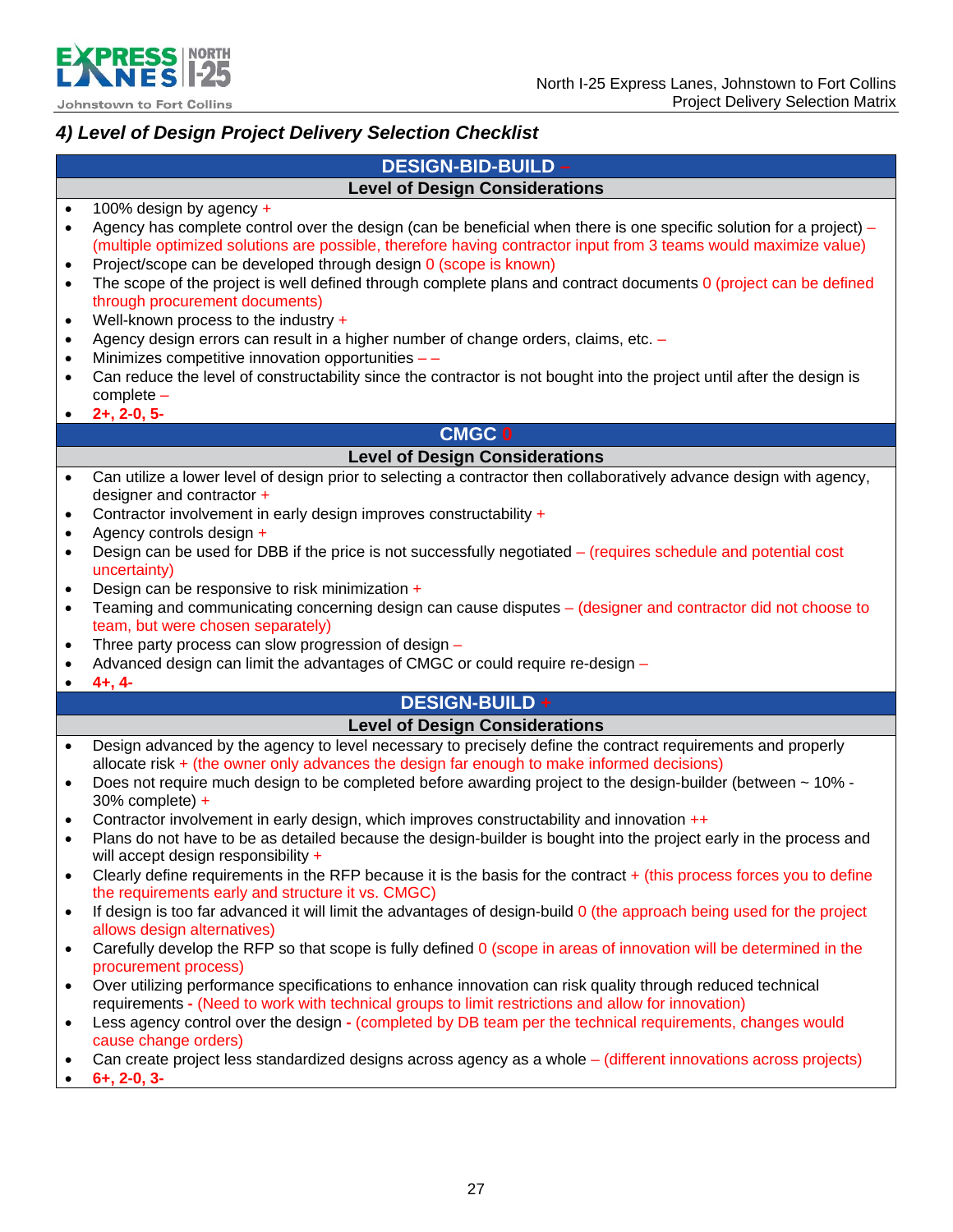### 4) Level of Design Project Delivery Selection Checklist

**DESIGN-BID-BUILD –**

**Level of Design Considerations**

- 100% design by agency +
- Agency has complete control over the design (can be beneficial when there is one specific solution for a project) – (multiple optimized solutions are possible, therefore having contractor input from 3 teams would maximize value)
- Project/scope can be developed through design 0 (scope is known)
- The scope of the project is well defined through complete plans and contract documents 0 (project can be defined through procurement documents)
- Well-known process to the industry +
- Agency design errors can result in a higher number of change orders, claims, etc. –
- Minimizes competitive innovation opportunities – –
- Can reduce the level of constructability since the contractor is not bought into the project until after the design is complete –
- **2+, 2-0, 5-**

**CMGC 0**

**Level of Design Considerations**

- Can utilize a lower level of design prior to selecting a contractor then collaboratively advance design with agency, designer and contractor +
- Contractor involvement in early design improves constructability +
- Agency controls design +
- Design can be used for DBB if the price is not successfully negotiated – (requires schedule and potential cost uncertainty)
- Design can be responsive to risk minimization +
- Teaming and communicating concerning design can cause disputes – (designer and contractor did not choose to team, but were chosen separately)
- Three party process can slow progression of design –
- Advanced design can limit the advantages of CMGC or could require re-design –
- **4+, 4-**

**DESIGN-BUILD +**

**Level of Design Considerations**

- Design advanced by the agency to level necessary to precisely define the contract requirements and properly allocate risk + (the owner only advances the design far enough to make informed decisions)
- Does not require much design to be completed before awarding project to the design-builder (between ~ 10% - 30% complete) +
- Contractor involvement in early design, which improves constructability and innovation ++
- Plans do not have to be as detailed because the design-builder is bought into the project early in the process and will accept design responsibility +
- Clearly define requirements in the RFP because it is the basis for the contract + (this process forces you to define the requirements early and structure it vs. CMGC)
- If design is too far advanced it will limit the advantages of design-build 0 (the approach being used for the project allows design alternatives)
- Carefully develop the RFP so that scope is fully defined 0 (scope in areas of innovation will be determined in the procurement process)
- Over utilizing performance specifications to enhance innovation can risk quality through reduced technical requirements **-** (Need to work with technical groups to limit restrictions and allow for innovation)
- Less agency control over the design **-** (completed by DB team per the technical requirements, changes would cause change orders)
- Can create project less standardized designs across agency as a whole – (different innovations across projects)
- **6+, 2-0, 3-**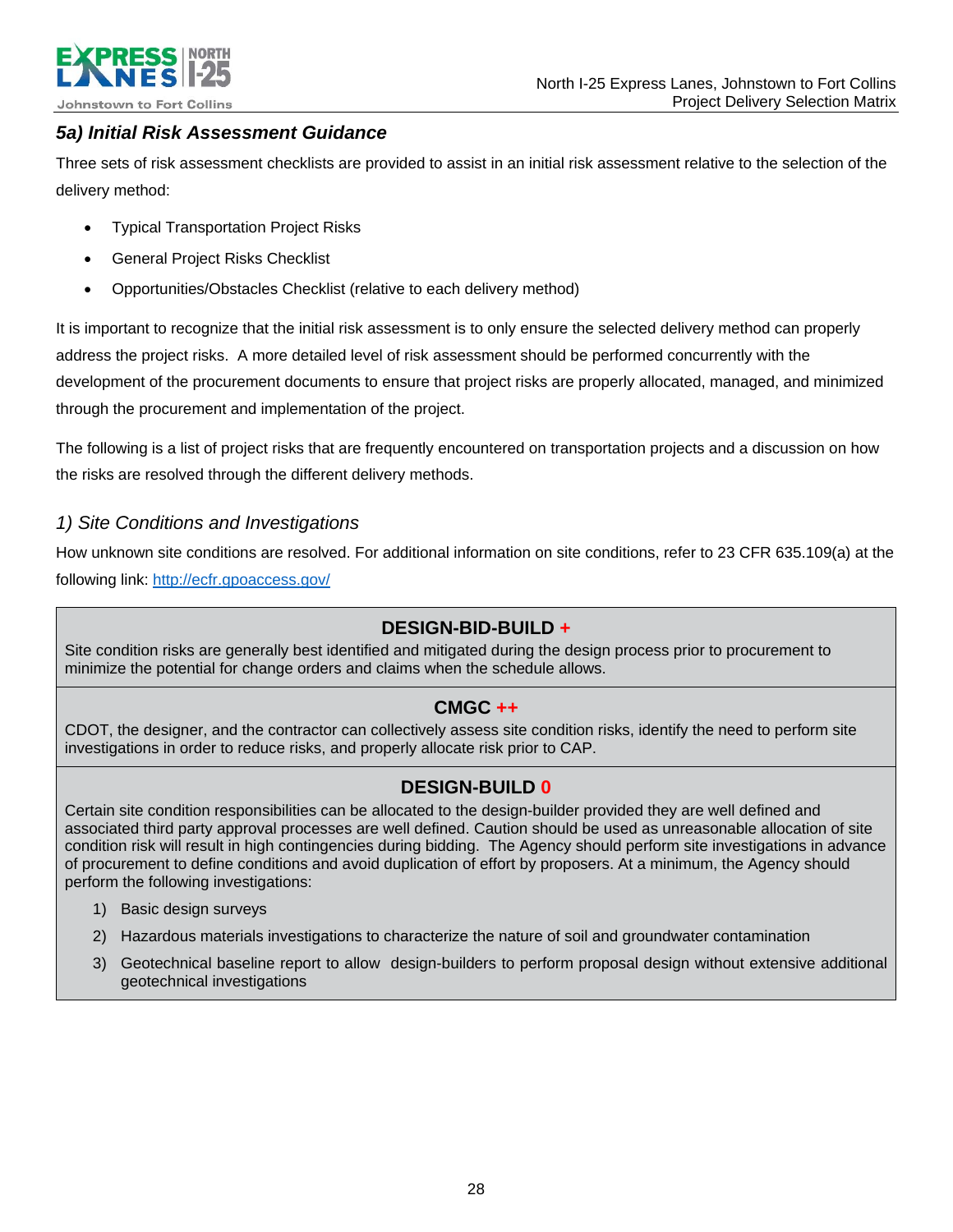## *5a) Initial Risk Assessment Guidance*

Three sets of risk assessment checklists are provided to assist in an initial risk assessment relative to the selection of the delivery method:

- Typical Transportation Project Risks
- General Project Risks Checklist
- Opportunities/Obstacles Checklist (relative to each delivery method)

It is important to recognize that the initial risk assessment is to only ensure the selected delivery method can properly address the project risks. A more detailed level of risk assessment should be performed concurrently with the development of the procurement documents to ensure that project risks are properly allocated, managed, and minimized through the procurement and implementation of the project.

The following is a list of project risks that are frequently encountered on transportation projects and a discussion on how the risks are resolved through the different delivery methods.

### *1) Site Conditions and Investigations*

How unknown site conditions are resolved. For additional information on site conditions, refer to 23 CFR 635.109(a) at the following link: [http://ecfr.gpoaccess.gov/](http://ecfr.gpoaccess.gov/)

**DESIGN-BID-BUILD +**

Site condition risks are generally best identified and mitigated during the design process prior to procurement to minimize the potential for change orders and claims when the schedule allows.

**CMGC ++**

CDOT, the designer, and the contractor can collectively assess site condition risks, identify the need to perform site investigations in order to reduce risks, and properly allocate risk prior to CAP.

**DESIGN-BUILD 0**

Certain site condition responsibilities can be allocated to the design-builder provided they are well defined and associated third party approval processes are well defined. Caution should be used as unreasonable allocation of site condition risk will result in high contingencies during bidding. The Agency should perform site investigations in advance of procurement to define conditions and avoid duplication of effort by proposers. At a minimum, the Agency should perform the following investigations:

1) Basic design surveys
2) Hazardous materials investigations to characterize the nature of soil and groundwater contamination
3) Geotechnical baseline report to allow design-builders to perform proposal design without extensive additional geotechnical investigations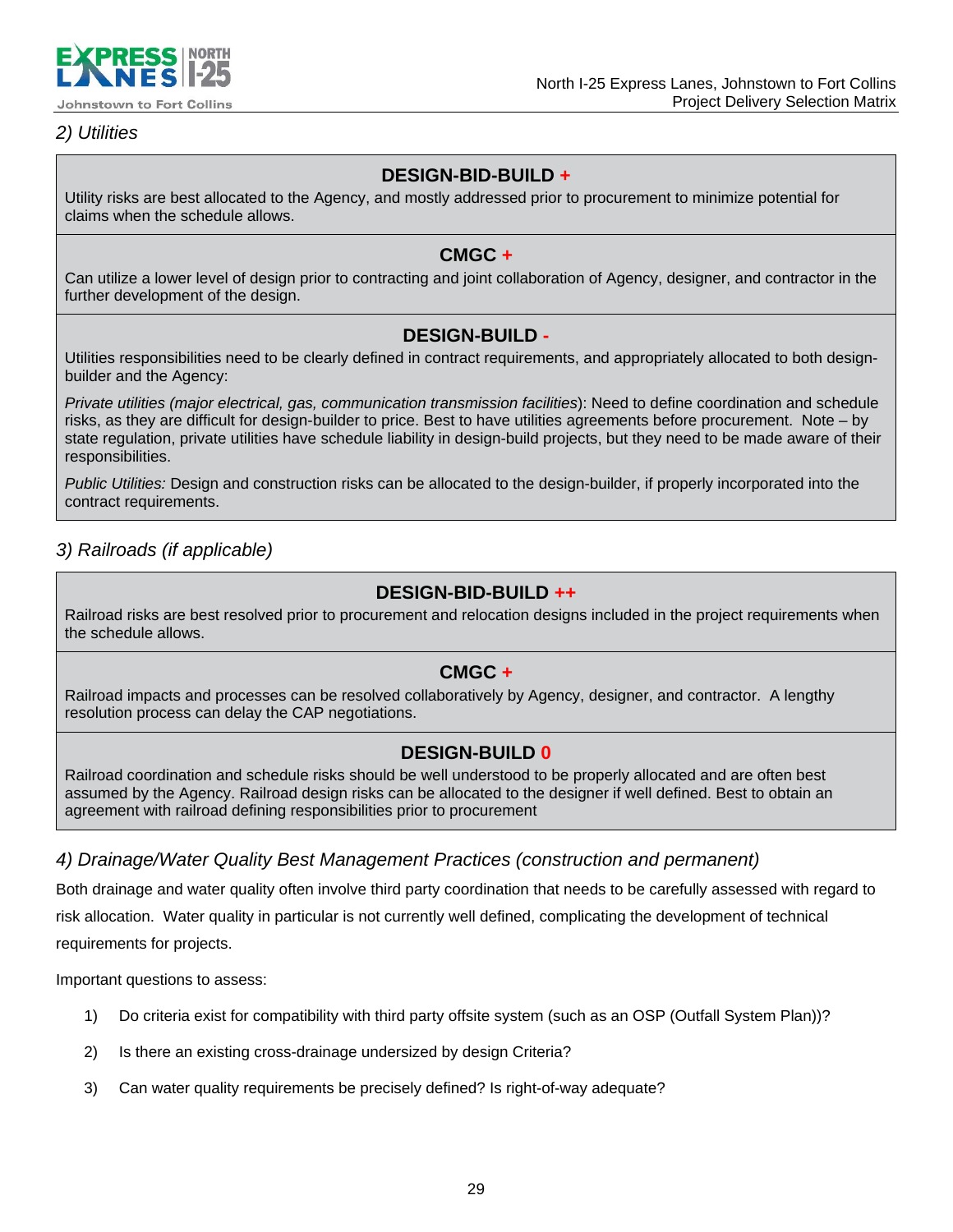*2) Utilities*

**DESIGN-BID-BUILD +**

Utility risks are best allocated to the Agency, and mostly addressed prior to procurement to minimize potential for claims when the schedule allows.

**CMGC +**

Can utilize a lower level of design prior to contracting and joint collaboration of Agency, designer, and contractor in the further development of the design.

**DESIGN-BUILD -**

Utilities responsibilities need to be clearly defined in contract requirements, and appropriately allocated to both design-builder and the Agency:

*Private utilities (major electrical, gas, communication transmission facilities*): Need to define coordination and schedule risks, as they are difficult for design-builder to price. Best to have utilities agreements before procurement. Note – by state regulation, private utilities have schedule liability in design-build projects, but they need to be made aware of their responsibilities.

*Public Utilities:* Design and construction risks can be allocated to the design-builder, if properly incorporated into the contract requirements.

*3) Railroads (if applicable)*

**DESIGN-BID-BUILD ++**

Railroad risks are best resolved prior to procurement and relocation designs included in the project requirements when the schedule allows.

**CMGC +**

Railroad impacts and processes can be resolved collaboratively by Agency, designer, and contractor. A lengthy resolution process can delay the CAP negotiations.

**DESIGN-BUILD 0**

Railroad coordination and schedule risks should be well understood to be properly allocated and are often best assumed by the Agency. Railroad design risks can be allocated to the designer if well defined. Best to obtain an agreement with railroad defining responsibilities prior to procurement

*4) Drainage/Water Quality Best Management Practices (construction and permanent)*

Both drainage and water quality often involve third party coordination that needs to be carefully assessed with regard to risk allocation. Water quality in particular is not currently well defined, complicating the development of technical requirements for projects.

Important questions to assess:

1) Do criteria exist for compatibility with third party offsite system (such as an OSP (Outfall System Plan))?
2) Is there an existing cross-drainage undersized by design Criteria?
3) Can water quality requirements be precisely defined? Is right-of-way adequate?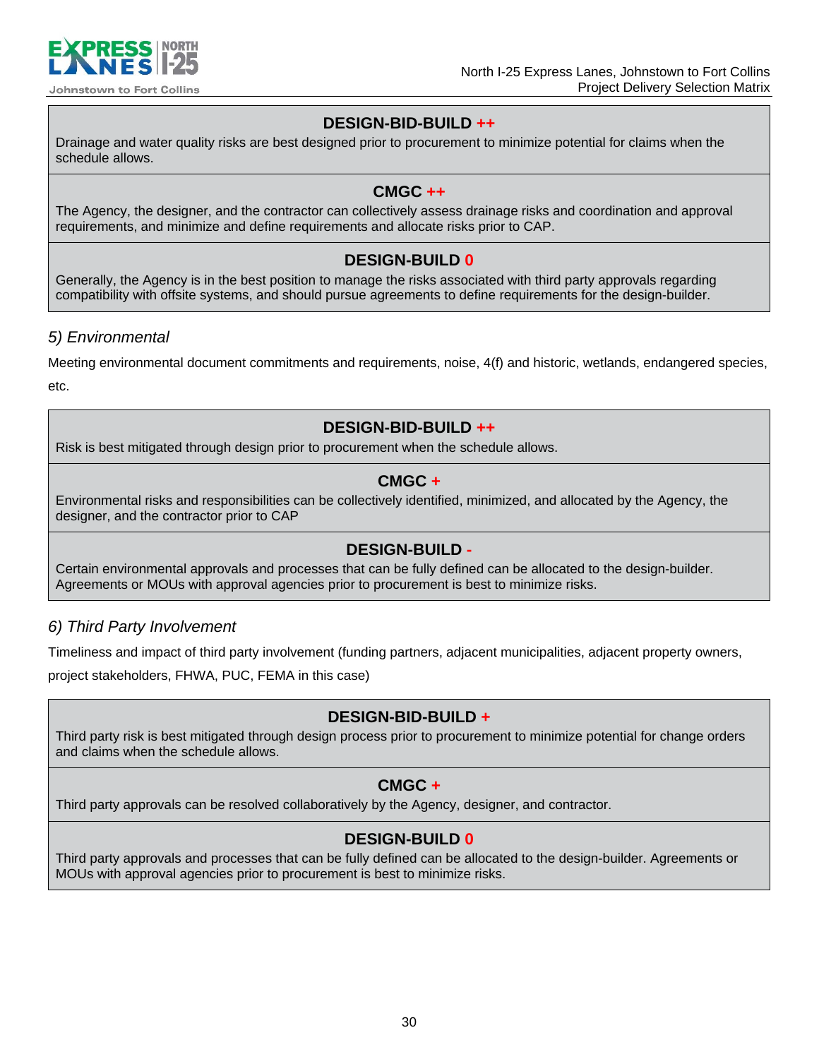**DESIGN-BID-BUILD ++**

Drainage and water quality risks are best designed prior to procurement to minimize potential for claims when the schedule allows.

**CMGC ++**

The Agency, the designer, and the contractor can collectively assess drainage risks and coordination and approval requirements, and minimize and define requirements and allocate risks prior to CAP.

**DESIGN-BUILD 0**

Generally, the Agency is in the best position to manage the risks associated with third party approvals regarding compatibility with offsite systems, and should pursue agreements to define requirements for the design-builder.

### *5) Environmental*

Meeting environmental document commitments and requirements, noise, 4(f) and historic, wetlands, endangered species, etc.

**DESIGN-BID-BUILD ++**

Risk is best mitigated through design prior to procurement when the schedule allows.

**CMGC +**

Environmental risks and responsibilities can be collectively identified, minimized, and allocated by the Agency, the designer, and the contractor prior to CAP

**DESIGN-BUILD -**

Certain environmental approvals and processes that can be fully defined can be allocated to the design-builder. Agreements or MOUs with approval agencies prior to procurement is best to minimize risks.

### *6) Third Party Involvement*

Timeliness and impact of third party involvement (funding partners, adjacent municipalities, adjacent property owners, project stakeholders, FHWA, PUC, FEMA in this case)

**DESIGN-BID-BUILD +**

Third party risk is best mitigated through design process prior to procurement to minimize potential for change orders and claims when the schedule allows.

**CMGC +**

Third party approvals can be resolved collaboratively by the Agency, designer, and contractor.

**DESIGN-BUILD 0**

Third party approvals and processes that can be fully defined can be allocated to the design-builder. Agreements or MOUs with approval agencies prior to procurement is best to minimize risks.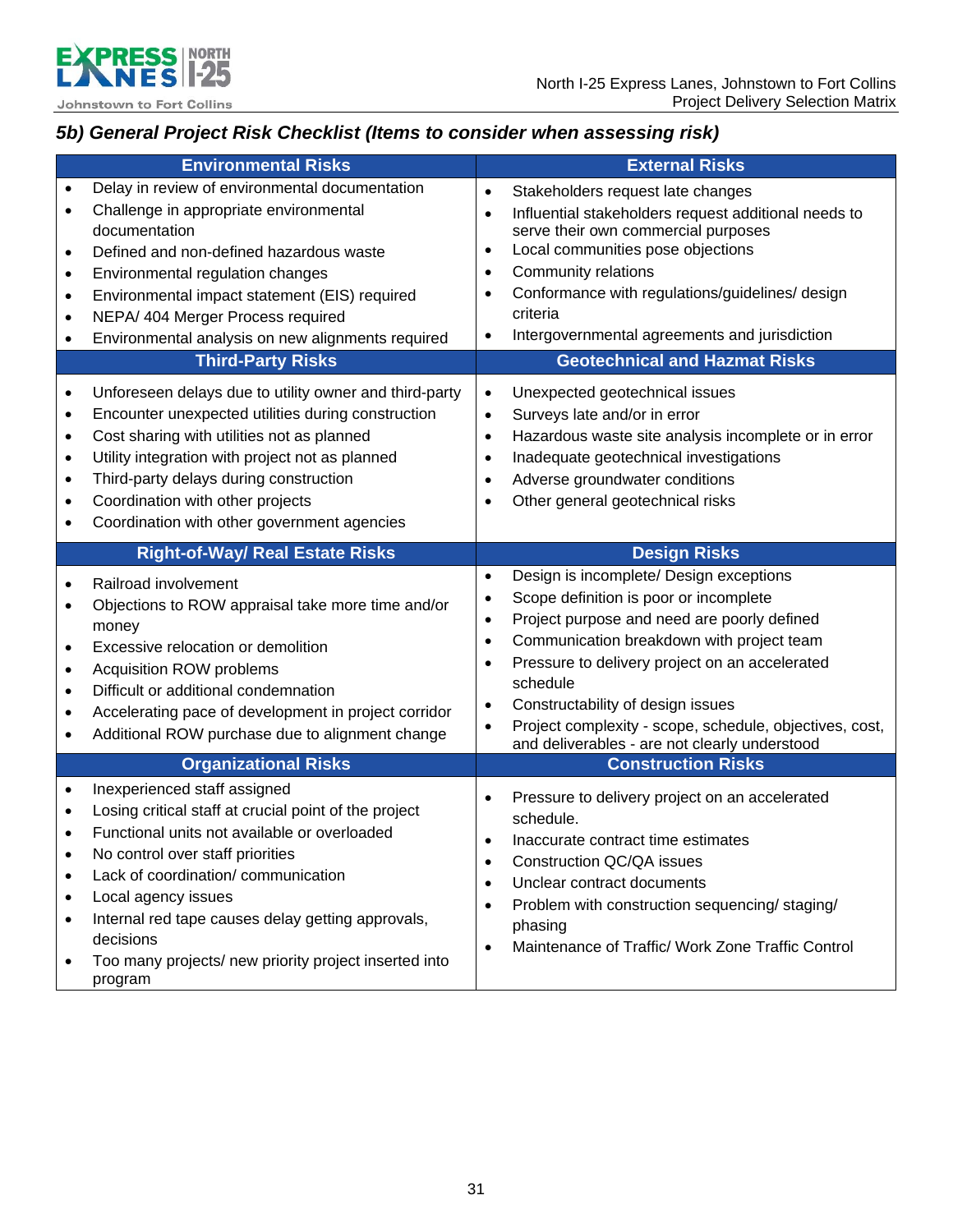## 5b) General Project Risk Checklist (Items to consider when assessing risk)

| Environmental Risks | External Risks |
|---|---|
| • Delay in review of environmental documentation<br>• Challenge in appropriate environmental documentation<br>• Defined and non-defined hazardous waste<br>• Environmental regulation changes<br>• Environmental impact statement (EIS) required<br>• NEPA/ 404 Merger Process required<br>• Environmental analysis on new alignments required | • Stakeholders request late changes<br>• Influential stakeholders request additional needs to serve their own commercial purposes<br>• Local communities pose objections<br>• Community relations<br>• Conformance with regulations/guidelines/ design criteria<br>• Intergovernmental agreements and jurisdiction |
| **Third-Party Risks** | **Geotechnical and Hazmat Risks** |
| • Unforeseen delays due to utility owner and third-party<br>• Encounter unexpected utilities during construction<br>• Cost sharing with utilities not as planned<br>• Utility integration with project not as planned<br>• Third-party delays during construction<br>• Coordination with other projects<br>• Coordination with other government agencies | • Unexpected geotechnical issues<br>• Surveys late and/or in error<br>• Hazardous waste site analysis incomplete or in error<br>• Inadequate geotechnical investigations<br>• Adverse groundwater conditions<br>• Other general geotechnical risks |
| **Right-of-Way/ Real Estate Risks** | **Design Risks** |
| • Railroad involvement<br>• Objections to ROW appraisal take more time and/or money<br>• Excessive relocation or demolition<br>• Acquisition ROW problems<br>• Difficult or additional condemnation<br>• Accelerating pace of development in project corridor<br>• Additional ROW purchase due to alignment change | • Design is incomplete/ Design exceptions<br>• Scope definition is poor or incomplete<br>• Project purpose and need are poorly defined<br>• Communication breakdown with project team<br>• Pressure to delivery project on an accelerated schedule<br>• Constructability of design issues<br>• Project complexity - scope, schedule, objectives, cost, and deliverables - are not clearly understood |
| **Organizational Risks** | **Construction Risks** |
| • Inexperienced staff assigned<br>• Losing critical staff at crucial point of the project<br>• Functional units not available or overloaded<br>• No control over staff priorities<br>• Lack of coordination/ communication<br>• Local agency issues<br>• Internal red tape causes delay getting approvals, decisions<br>• Too many projects/ new priority project inserted into program | • Pressure to delivery project on an accelerated schedule.<br>• Inaccurate contract time estimates<br>• Construction QC/QA issues<br>• Unclear contract documents<br>• Problem with construction sequencing/ staging/ phasing<br>• Maintenance of Traffic/ Work Zone Traffic Control |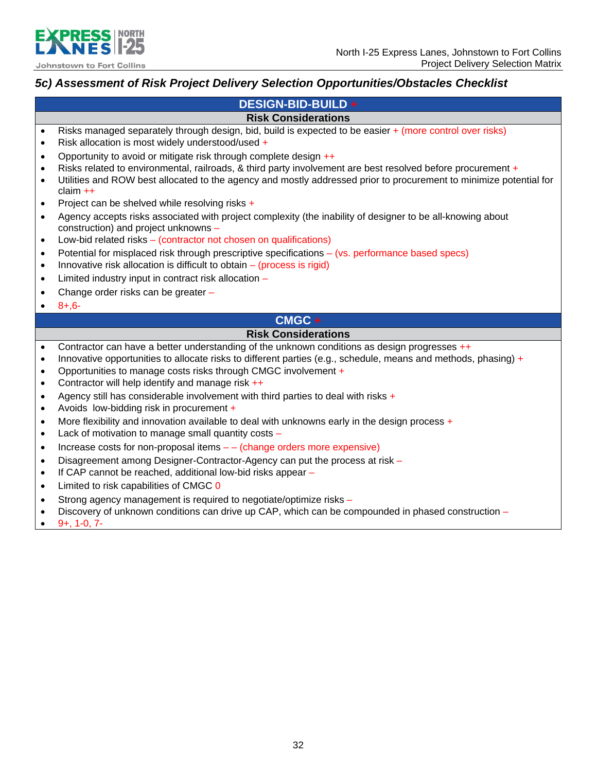### 5c) Assessment of Risk Project Delivery Selection Opportunities/Obstacles Checklist

**DESIGN-BID-BUILD +**

**Risk Considerations**

- Risks managed separately through design, bid, build is expected to be easier + (more control over risks)
- Risk allocation is most widely understood/used +
- Opportunity to avoid or mitigate risk through complete design ++
- Risks related to environmental, railroads, & third party involvement are best resolved before procurement +
- Utilities and ROW best allocated to the agency and mostly addressed prior to procurement to minimize potential for claim ++
- Project can be shelved while resolving risks +
- Agency accepts risks associated with project complexity (the inability of designer to be all-knowing about construction) and project unknowns –
- Low-bid related risks – (contractor not chosen on qualifications)
- Potential for misplaced risk through prescriptive specifications – (vs. performance based specs)
- Innovative risk allocation is difficult to obtain – (process is rigid)
- Limited industry input in contract risk allocation –
- Change order risks can be greater –
- 8+,6-

**CMGC +**

**Risk Considerations**

- Contractor can have a better understanding of the unknown conditions as design progresses ++
- Innovative opportunities to allocate risks to different parties (e.g., schedule, means and methods, phasing) +
- Opportunities to manage costs risks through CMGC involvement +
- Contractor will help identify and manage risk ++
- Agency still has considerable involvement with third parties to deal with risks +
- Avoids low-bidding risk in procurement +
- More flexibility and innovation available to deal with unknowns early in the design process +
- Lack of motivation to manage small quantity costs –
- Increase costs for non-proposal items – – (change orders more expensive)
- Disagreement among Designer-Contractor-Agency can put the process at risk –
- If CAP cannot be reached, additional low-bid risks appear –
- Limited to risk capabilities of CMGC 0
- Strong agency management is required to negotiate/optimize risks –
- Discovery of unknown conditions can drive up CAP, which can be compounded in phased construction –
- 9+, 1-0, 7-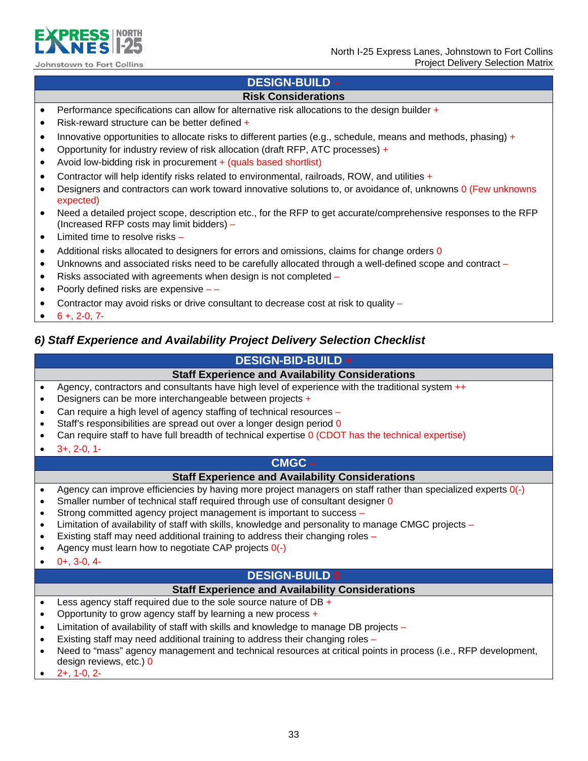### DESIGN-BUILD –

**Risk Considerations**

- Performance specifications can allow for alternative risk allocations to the design builder +
- Risk-reward structure can be better defined +
- Innovative opportunities to allocate risks to different parties (e.g., schedule, means and methods, phasing) +
- Opportunity for industry review of risk allocation (draft RFP, ATC processes) +
- Avoid low-bidding risk in procurement + (quals based shortlist)
- Contractor will help identify risks related to environmental, railroads, ROW, and utilities +
- Designers and contractors can work toward innovative solutions to, or avoidance of, unknowns 0 (Few unknowns expected)
- Need a detailed project scope, description etc., for the RFP to get accurate/comprehensive responses to the RFP (Increased RFP costs may limit bidders) –
- Limited time to resolve risks –
- Additional risks allocated to designers for errors and omissions, claims for change orders 0
- Unknowns and associated risks need to be carefully allocated through a well-defined scope and contract –
- Risks associated with agreements when design is not completed –
- Poorly defined risks are expensive – –
- Contractor may avoid risks or drive consultant to decrease cost at risk to quality –
- 6 +, 2-0, 7-

## *6) Staff Experience and Availability Project Delivery Selection Checklist*

### DESIGN-BID-BUILD +

**Staff Experience and Availability Considerations**

- Agency, contractors and consultants have high level of experience with the traditional system ++
- Designers can be more interchangeable between projects +
- Can require a high level of agency staffing of technical resources –
- Staff's responsibilities are spread out over a longer design period 0
- Can require staff to have full breadth of technical expertise 0 (CDOT has the technical expertise)
- 3+, 2-0, 1-

### CMGC –

**Staff Experience and Availability Considerations**

- Agency can improve efficiencies by having more project managers on staff rather than specialized experts 0(-)
- Smaller number of technical staff required through use of consultant designer 0
- Strong committed agency project management is important to success –
- Limitation of availability of staff with skills, knowledge and personality to manage CMGC projects –
- Existing staff may need additional training to address their changing roles –
- Agency must learn how to negotiate CAP projects 0(-)
- 0+, 3-0, 4-

### DESIGN-BUILD 0

**Staff Experience and Availability Considerations**

- Less agency staff required due to the sole source nature of DB +
- Opportunity to grow agency staff by learning a new process +
- Limitation of availability of staff with skills and knowledge to manage DB projects –
- Existing staff may need additional training to address their changing roles –
- Need to "mass" agency management and technical resources at critical points in process (i.e., RFP development, design reviews, etc.) 0
- 2+, 1-0, 2-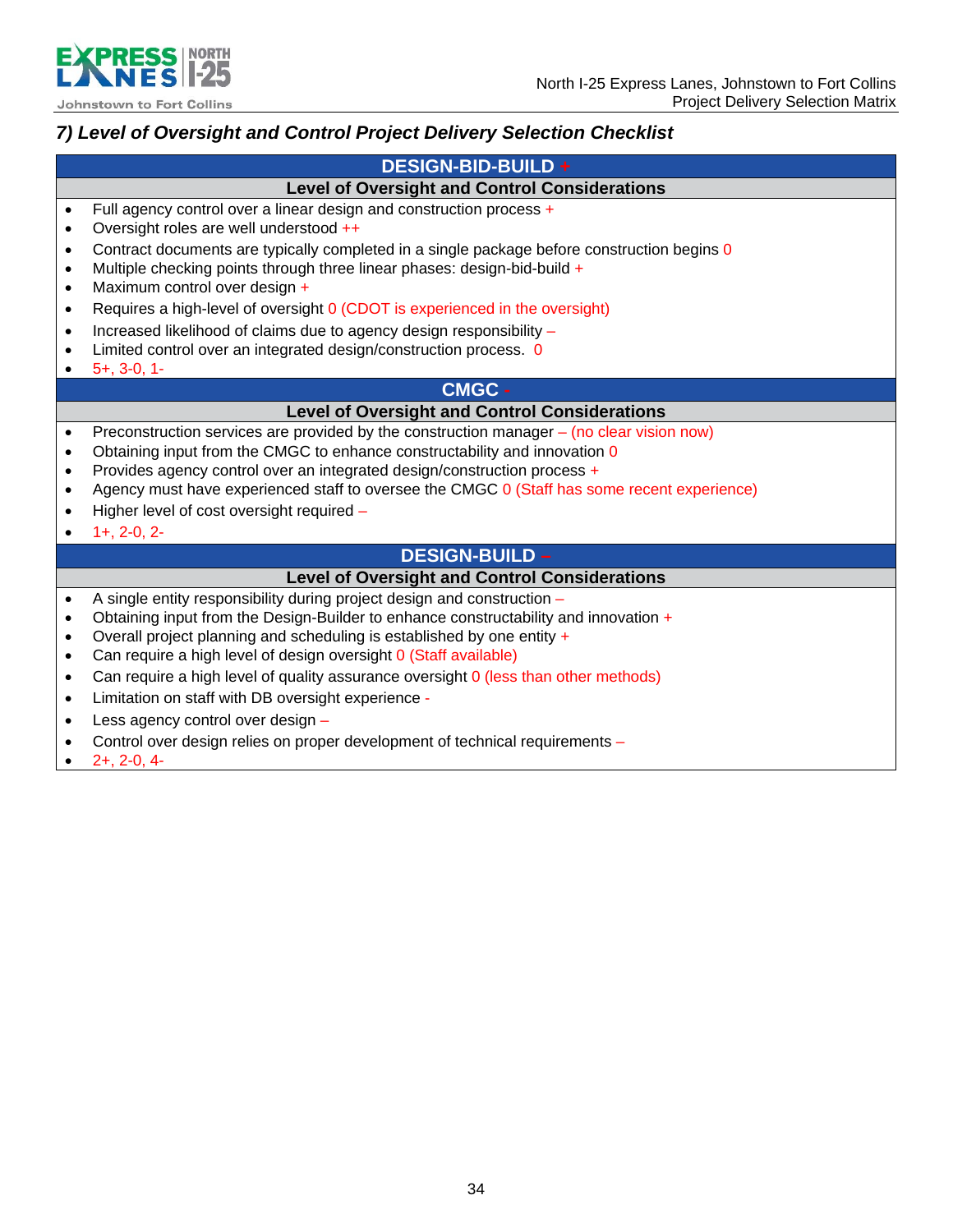### *7) Level of Oversight and Control Project Delivery Selection Checklist*

**DESIGN-BID-BUILD +**

**Level of Oversight and Control Considerations**

- Full agency control over a linear design and construction process +
- Oversight roles are well understood ++
- Contract documents are typically completed in a single package before construction begins 0
- Multiple checking points through three linear phases: design-bid-build +
- Maximum control over design +
- Requires a high-level of oversight 0 (CDOT is experienced in the oversight)
- Increased likelihood of claims due to agency design responsibility –
- Limited control over an integrated design/construction process. 0
- 5+, 3-0, 1-

**CMGC -**

**Level of Oversight and Control Considerations**

- Preconstruction services are provided by the construction manager – (no clear vision now)
- Obtaining input from the CMGC to enhance constructability and innovation 0
- Provides agency control over an integrated design/construction process +
- Agency must have experienced staff to oversee the CMGC 0 (Staff has some recent experience)
- Higher level of cost oversight required –
- 1+, 2-0, 2-

**DESIGN-BUILD –**

**Level of Oversight and Control Considerations**

- A single entity responsibility during project design and construction –
- Obtaining input from the Design-Builder to enhance constructability and innovation +
- Overall project planning and scheduling is established by one entity +
- Can require a high level of design oversight 0 (Staff available)
- Can require a high level of quality assurance oversight 0 (less than other methods)
- Limitation on staff with DB oversight experience -
- Less agency control over design –
- Control over design relies on proper development of technical requirements –
- 2+, 2-0, 4-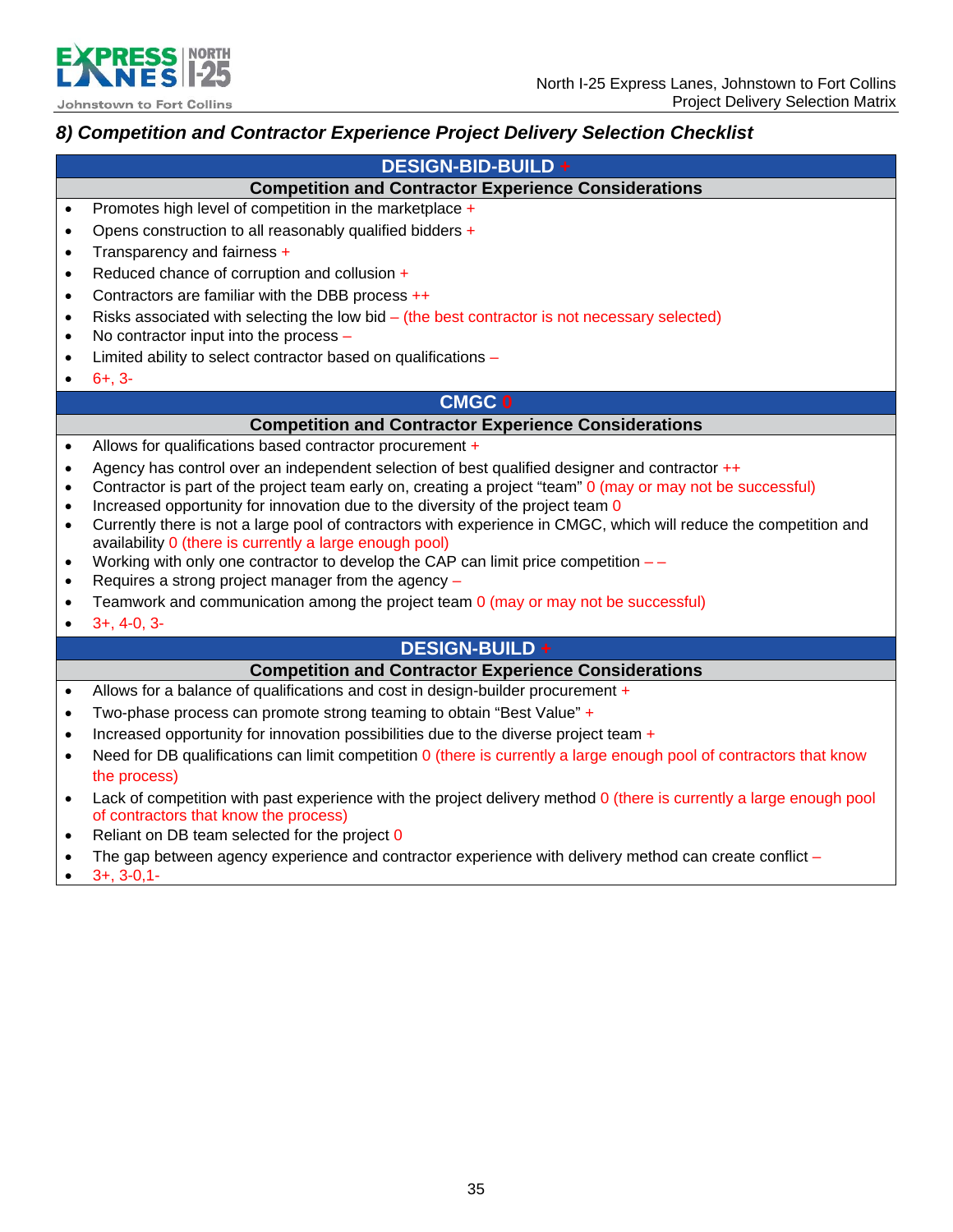### 8) Competition and Contractor Experience Project Delivery Selection Checklist

**DESIGN-BID-BUILD +**

**Competition and Contractor Experience Considerations**

- Promotes high level of competition in the marketplace +
- Opens construction to all reasonably qualified bidders +
- Transparency and fairness +
- Reduced chance of corruption and collusion +
- Contractors are familiar with the DBB process ++
- Risks associated with selecting the low bid – (the best contractor is not necessary selected)
- No contractor input into the process –
- Limited ability to select contractor based on qualifications –
- 6+, 3-

**CMGC 0**

**Competition and Contractor Experience Considerations**

- Allows for qualifications based contractor procurement +
- Agency has control over an independent selection of best qualified designer and contractor ++
- Contractor is part of the project team early on, creating a project "team" 0 (may or may not be successful)
- Increased opportunity for innovation due to the diversity of the project team 0
- Currently there is not a large pool of contractors with experience in CMGC, which will reduce the competition and availability 0 (there is currently a large enough pool)
- Working with only one contractor to develop the CAP can limit price competition – –
- Requires a strong project manager from the agency –
- Teamwork and communication among the project team 0 (may or may not be successful)
- 3+, 4-0, 3-

**DESIGN-BUILD +**

**Competition and Contractor Experience Considerations**

- Allows for a balance of qualifications and cost in design-builder procurement +
- Two-phase process can promote strong teaming to obtain "Best Value" +
- Increased opportunity for innovation possibilities due to the diverse project team +
- Need for DB qualifications can limit competition 0 (there is currently a large enough pool of contractors that know the process)
- Lack of competition with past experience with the project delivery method 0 (there is currently a large enough pool of contractors that know the process)
- Reliant on DB team selected for the project 0
- The gap between agency experience and contractor experience with delivery method can create conflict –
- 3+, 3-0,1-